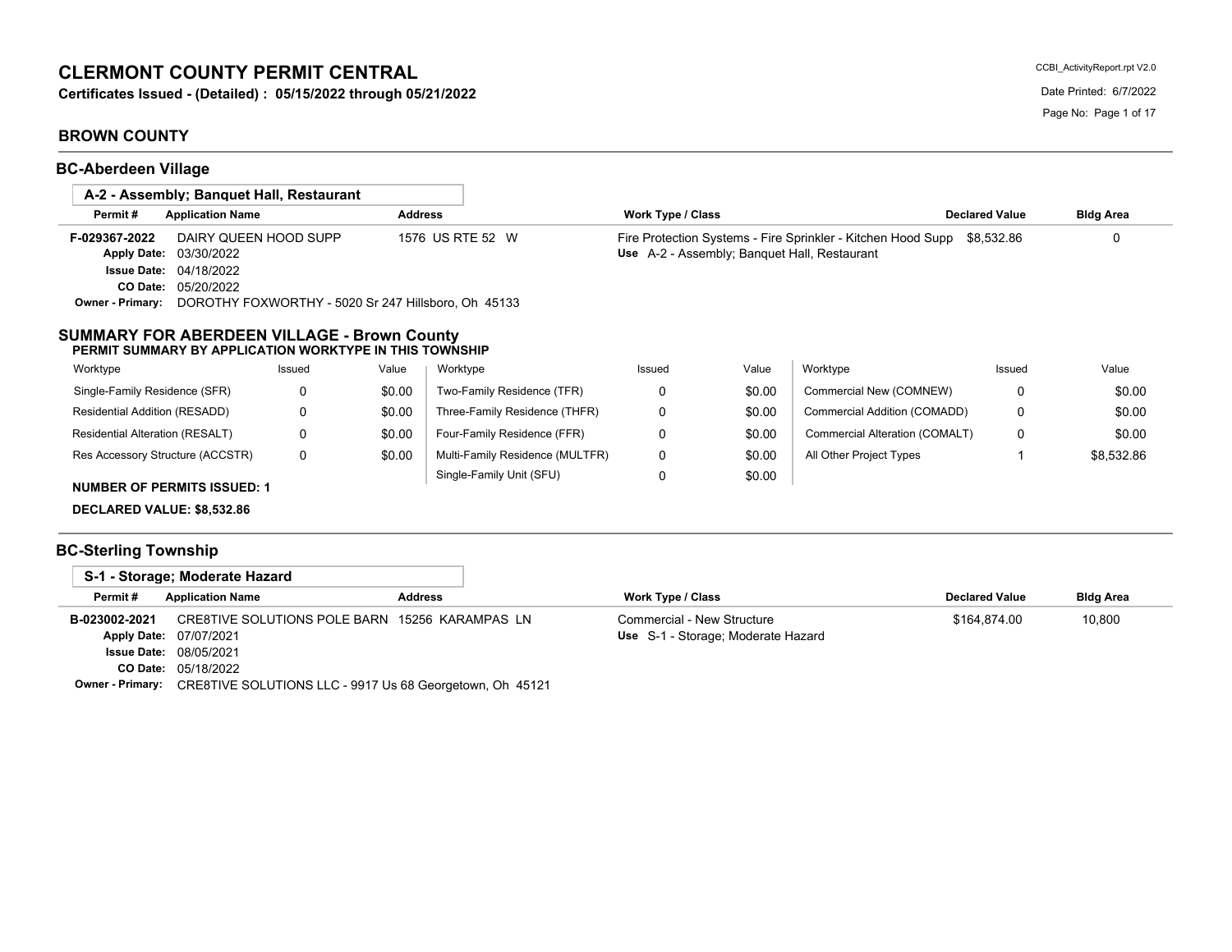# CLERMONT COUNTY PERMIT CENTRAL

**Certificates Issued - (Detailed) : 05/15/2022 through 05/21/2022**

CCBI_ActivityReport.rpt V2.0

Date Printed: 6/7/2022

## BROWN COUNTY

### BC-Aberdeen Village

**A-2 - Assembly; Banquet Hall, Restaurant**

| Permit # | Application Name | Address | Work Type / Class | Declared Value | Bldg Area |
|---|---|---|---|---|---|
| F-029367-2022 | DAIRY QUEEN HOOD SUPP | 1576 US RTE 52 W | Fire Protection Systems - Fire Sprinkler - Kitchen Hood Supp | $8,532.86 | 0 |
| Apply Date: | 03/30/2022 | | Use A-2 - Assembly; Banquet Hall, Restaurant | | |
| Issue Date: | 04/18/2022 | | | | |
| CO Date: | 05/20/2022 | | | | |
| Owner - Primary: | DOROTHY FOXWORTHY - 5020 Sr 247 Hillsboro, Oh 45133 | | | | |

**SUMMARY FOR ABERDEEN VILLAGE - Brown County**

**PERMIT SUMMARY BY APPLICATION WORKTYPE IN THIS TOWNSHIP**

| Worktype | Issued | Value | Worktype | Issued | Value | Worktype | Issued | Value |
|---|---|---|---|---|---|---|---|---|
| Single-Family Residence (SFR) | 0 | $0.00 | Two-Family Residence (TFR) | 0 | $0.00 | Commercial New (COMNEW) | 0 | $0.00 |
| Residential Addition (RESADD) | 0 | $0.00 | Three-Family Residence (THFR) | 0 | $0.00 | Commercial Addition (COMADD) | 0 | $0.00 |
| Residential Alteration (RESALT) | 0 | $0.00 | Four-Family Residence (FFR) | 0 | $0.00 | Commercial Alteration (COMALT) | 0 | $0.00 |
| Res Accessory Structure (ACCSTR) | 0 | $0.00 | Multi-Family Residence (MULTFR) | 0 | $0.00 | All Other Project Types | 1 | $8,532.86 |
| | | | Single-Family Unit (SFU) | 0 | $0.00 | | | |

**NUMBER OF PERMITS ISSUED: 1**

**DECLARED VALUE: $8,532.86**

### BC-Sterling Township

**S-1 - Storage; Moderate Hazard**

| Permit # | Application Name | Address | Work Type / Class | Declared Value | Bldg Area |
|---|---|---|---|---|---|
| B-023002-2021 | CRE8TIVE SOLUTIONS POLE BARN | 15256 KARAMPAS LN | Commercial - New Structure | $164,874.00 | 10,800 |
| Apply Date: | 07/07/2021 | | Use S-1 - Storage; Moderate Hazard | | |
| Issue Date: | 08/05/2021 | | | | |
| CO Date: | 05/18/2022 | | | | |
| Owner - Primary: | CRE8TIVE SOLUTIONS LLC - 9917 Us 68 Georgetown, Oh 45121 | | | | |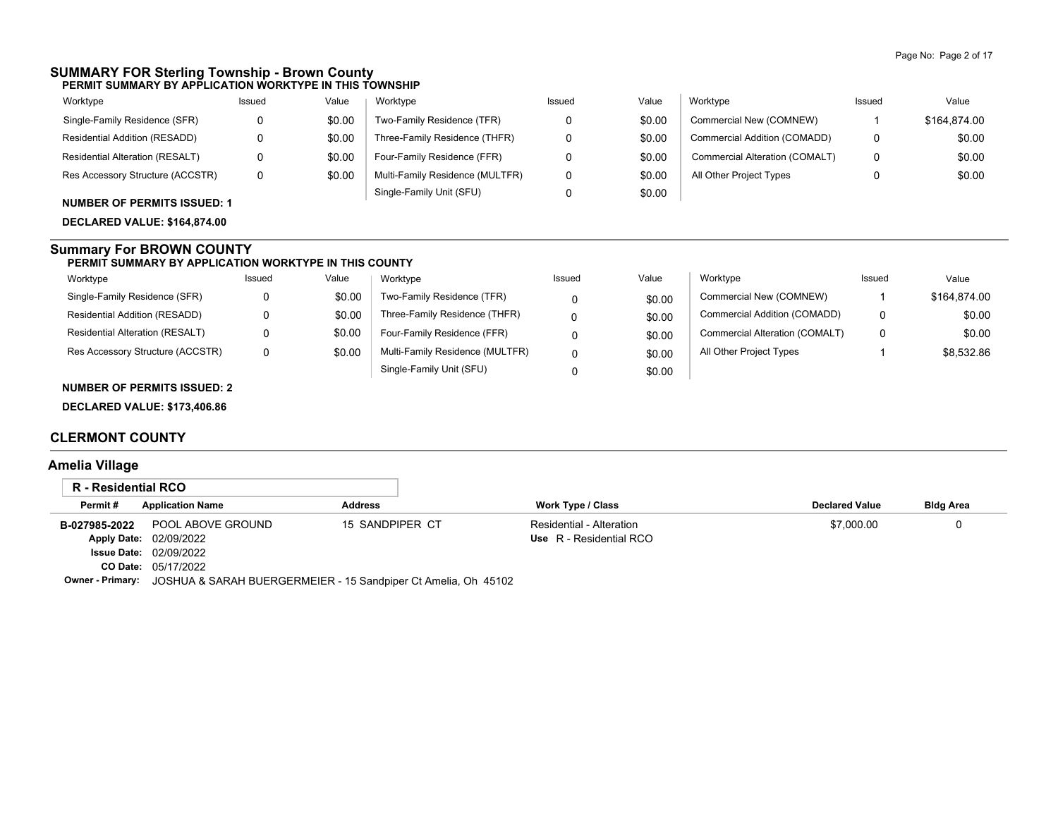## SUMMARY FOR Sterling Township - Brown County

**PERMIT SUMMARY BY APPLICATION WORKTYPE IN THIS TOWNSHIP**

| Worktype | Issued | Value | Worktype | Issued | Value | Worktype | Issued | Value |
|---|---|---|---|---|---|---|---|---|
| Single-Family Residence (SFR) | 0 | $0.00 | Two-Family Residence (TFR) | 0 | $0.00 | Commercial New (COMNEW) | 1 | $164,874.00 |
| Residential Addition (RESADD) | 0 | $0.00 | Three-Family Residence (THFR) | 0 | $0.00 | Commercial Addition (COMADD) | 0 | $0.00 |
| Residential Alteration (RESALT) | 0 | $0.00 | Four-Family Residence (FFR) | 0 | $0.00 | Commercial Alteration (COMALT) | 0 | $0.00 |
| Res Accessory Structure (ACCSTR) | 0 | $0.00 | Multi-Family Residence (MULTFR) | 0 | $0.00 | All Other Project Types | 0 | $0.00 |
| | | | Single-Family Unit (SFU) | 0 | $0.00 | | | |

**NUMBER OF PERMITS ISSUED: 1**

**DECLARED VALUE: $164,874.00**

## Summary For BROWN COUNTY

**PERMIT SUMMARY BY APPLICATION WORKTYPE IN THIS COUNTY**

| Worktype | Issued | Value | Worktype | Issued | Value | Worktype | Issued | Value |
|---|---|---|---|---|---|---|---|---|
| Single-Family Residence (SFR) | 0 | $0.00 | Two-Family Residence (TFR) | 0 | $0.00 | Commercial New (COMNEW) | 1 | $164,874.00 |
| Residential Addition (RESADD) | 0 | $0.00 | Three-Family Residence (THFR) | 0 | $0.00 | Commercial Addition (COMADD) | 0 | $0.00 |
| Residential Alteration (RESALT) | 0 | $0.00 | Four-Family Residence (FFR) | 0 | $0.00 | Commercial Alteration (COMALT) | 0 | $0.00 |
| Res Accessory Structure (ACCSTR) | 0 | $0.00 | Multi-Family Residence (MULTFR) | 0 | $0.00 | All Other Project Types | 1 | $8,532.86 |
| | | | Single-Family Unit (SFU) | 0 | $0.00 | | | |

**NUMBER OF PERMITS ISSUED: 2**

**DECLARED VALUE: $173,406.86**

## CLERMONT COUNTY

### Amelia Village

**R - Residential RCO**

| Permit # | Application Name | Address | Work Type / Class | Declared Value | Bldg Area |
|---|---|---|---|---|---|
| B-027985-2022 | POOL ABOVE GROUND | 15 SANDPIPER CT | Residential - Alteration<br>**Use** R - Residential RCO | $7,000.00 | 0 |

**Apply Date:** 02/09/2022
**Issue Date:** 02/09/2022
**CO Date:** 05/17/2022
**Owner - Primary:** JOSHUA & SARAH BUERGERMEIER - 15 Sandpiper Ct Amelia, Oh 45102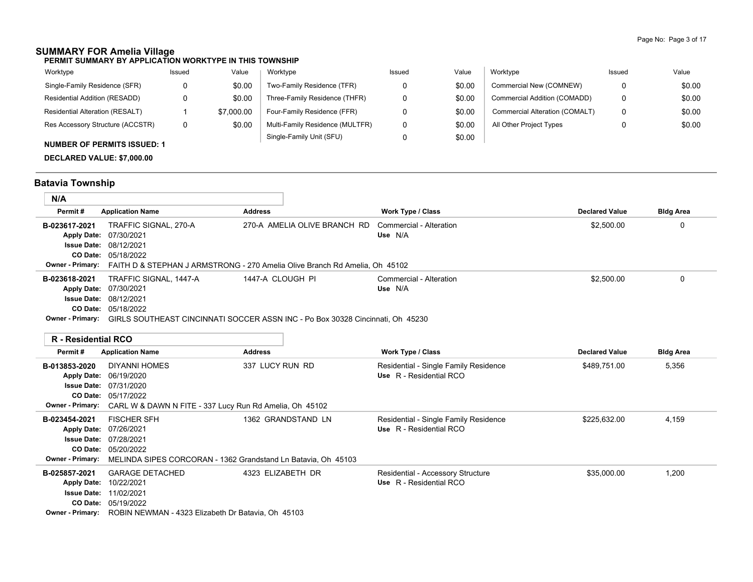## SUMMARY FOR Amelia Village

**PERMIT SUMMARY BY APPLICATION WORKTYPE IN THIS TOWNSHIP**

| Worktype | Issued | Value | Worktype | Issued | Value | Worktype | Issued | Value |
|---|---|---|---|---|---|---|---|---|
| Single-Family Residence (SFR) | 0 | $0.00 | Two-Family Residence (TFR) | 0 | $0.00 | Commercial New (COMNEW) | 0 | $0.00 |
| Residential Addition (RESADD) | 0 | $0.00 | Three-Family Residence (THFR) | 0 | $0.00 | Commercial Addition (COMADD) | 0 | $0.00 |
| Residential Alteration (RESALT) | 1 | $7,000.00 | Four-Family Residence (FFR) | 0 | $0.00 | Commercial Alteration (COMALT) | 0 | $0.00 |
| Res Accessory Structure (ACCSTR) | 0 | $0.00 | Multi-Family Residence (MULTFR) | 0 | $0.00 | All Other Project Types | 0 | $0.00 |
| | | | Single-Family Unit (SFU) | 0 | $0.00 | | | |

**NUMBER OF PERMITS ISSUED: 1**

**DECLARED VALUE: $7,000.00**

## Batavia Township

### N/A

| Permit # | Application Name | Address | Work Type / Class | Declared Value | Bldg Area |
|---|---|---|---|---|---|
| B-023617-2021 | TRAFFIC SIGNAL, 270-A<br>Apply Date: 07/30/2021<br>Issue Date: 08/12/2021<br>CO Date: 05/18/2022 | 270-A AMELIA OLIVE BRANCH RD | Commercial - Alteration<br>Use N/A | $2,500.00 | 0 |
| Owner - Primary: | FAITH D & STEPHAN J ARMSTRONG - 270 Amelia Olive Branch Rd Amelia, Oh 45102 | | | | |
| B-023618-2021 | TRAFFIC SIGNAL, 1447-A<br>Apply Date: 07/30/2021<br>Issue Date: 08/12/2021<br>CO Date: 05/18/2022 | 1447-A CLOUGH PI | Commercial - Alteration<br>Use N/A | $2,500.00 | 0 |
| Owner - Primary: | GIRLS SOUTHEAST CINCINNATI SOCCER ASSN INC - Po Box 30328 Cincinnati, Oh 45230 | | | | |

### R - Residential RCO

| Permit # | Application Name | Address | Work Type / Class | Declared Value | Bldg Area |
|---|---|---|---|---|---|
| B-013853-2020 | DIYANNI HOMES<br>Apply Date: 06/19/2020<br>Issue Date: 07/31/2020<br>CO Date: 05/17/2022 | 337 LUCY RUN RD | Residential - Single Family Residence<br>Use R - Residential RCO | $489,751.00 | 5,356 |
| Owner - Primary: | CARL W & DAWN N FITE - 337 Lucy Run Rd Amelia, Oh 45102 | | | | |
| B-023454-2021 | FISCHER SFH<br>Apply Date: 07/26/2021<br>Issue Date: 07/28/2021<br>CO Date: 05/20/2022 | 1362 GRANDSTAND LN | Residential - Single Family Residence<br>Use R - Residential RCO | $225,632.00 | 4,159 |
| Owner - Primary: | MELINDA SIPES CORCORAN - 1362 Grandstand Ln Batavia, Oh 45103 | | | | |
| B-025857-2021 | GARAGE DETACHED<br>Apply Date: 10/22/2021<br>Issue Date: 11/02/2021<br>CO Date: 05/19/2022 | 4323 ELIZABETH DR | Residential - Accessory Structure<br>Use R - Residential RCO | $35,000.00 | 1,200 |
| Owner - Primary: | ROBIN NEWMAN - 4323 Elizabeth Dr Batavia, Oh 45103 | | | | |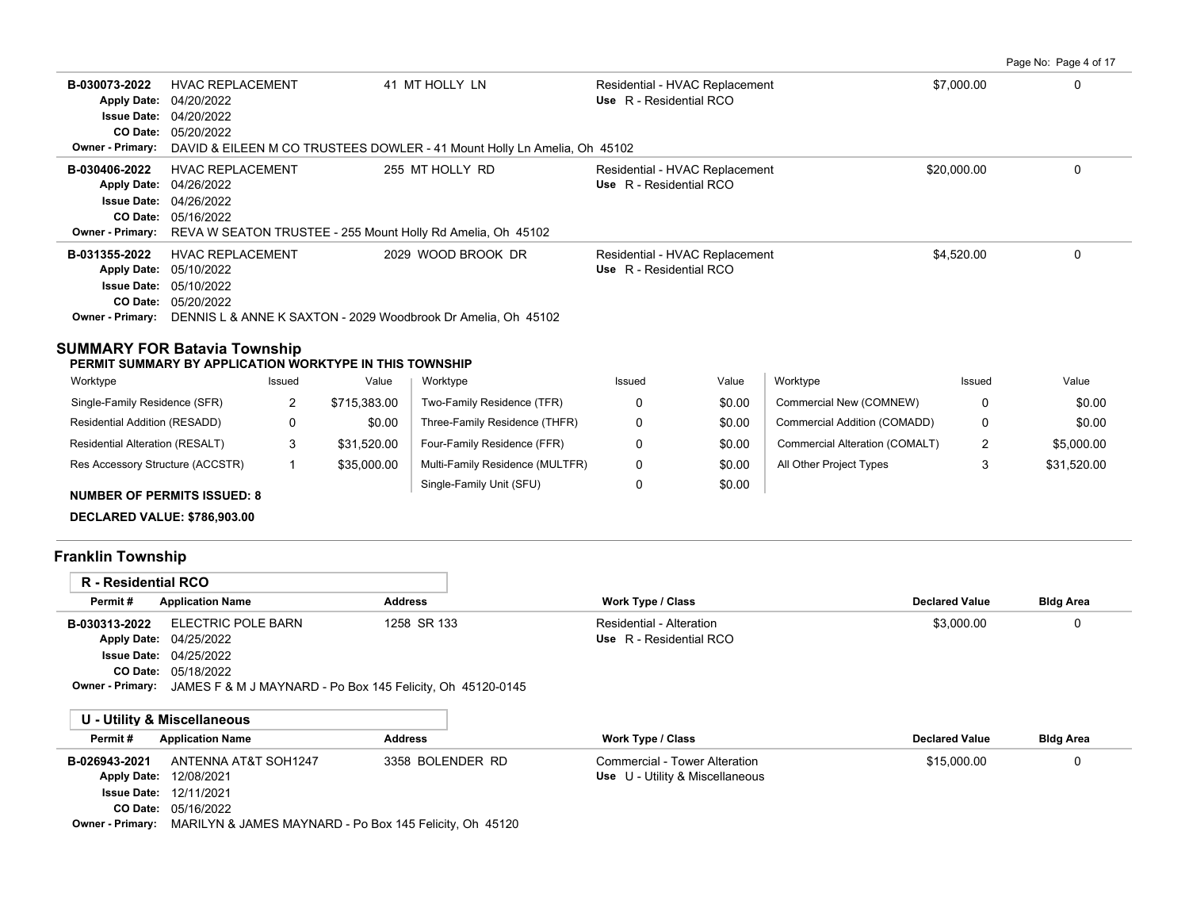| Permit # | Application Name | Address | Work Type / Class | Declared Value | Bldg Area |
|---|---|---|---|---|---|
| B-030073-2022 | HVAC REPLACEMENT | 41 MT HOLLY LN | Residential - HVAC Replacement | $7,000.00 | 0 |
| Apply Date: 04/20/2022 | | | Use R - Residential RCO | | |
| Issue Date: 04/20/2022 | | | | | |
| CO Date: 05/20/2022 | | | | | |
| Owner - Primary: DAVID & EILEEN M CO TRUSTEES DOWLER - 41 Mount Holly Ln Amelia, Oh 45102 | | | | | |
| B-030406-2022 | HVAC REPLACEMENT | 255 MT HOLLY RD | Residential - HVAC Replacement | $20,000.00 | 0 |
| Apply Date: 04/26/2022 | | | Use R - Residential RCO | | |
| Issue Date: 04/26/2022 | | | | | |
| CO Date: 05/16/2022 | | | | | |
| Owner - Primary: REVA W SEATON TRUSTEE - 255 Mount Holly Rd Amelia, Oh 45102 | | | | | |
| B-031355-2022 | HVAC REPLACEMENT | 2029 WOOD BROOK DR | Residential - HVAC Replacement | $4,520.00 | 0 |
| Apply Date: 05/10/2022 | | | Use R - Residential RCO | | |
| Issue Date: 05/10/2022 | | | | | |
| CO Date: 05/20/2022 | | | | | |
| Owner - Primary: DENNIS L & ANNE K SAXTON - 2029 Woodbrook Dr Amelia, Oh 45102 | | | | | |

## SUMMARY FOR Batavia Township

**PERMIT SUMMARY BY APPLICATION WORKTYPE IN THIS TOWNSHIP**

| Worktype | Issued | Value | Worktype | Issued | Value | Worktype | Issued | Value |
|---|---|---|---|---|---|---|---|---|
| Single-Family Residence (SFR) | 2 | $715,383.00 | Two-Family Residence (TFR) | 0 | $0.00 | Commercial New (COMNEW) | 0 | $0.00 |
| Residential Addition (RESADD) | 0 | $0.00 | Three-Family Residence (THFR) | 0 | $0.00 | Commercial Addition (COMADD) | 0 | $0.00 |
| Residential Alteration (RESALT) | 3 | $31,520.00 | Four-Family Residence (FFR) | 0 | $0.00 | Commercial Alteration (COMALT) | 2 | $5,000.00 |
| Res Accessory Structure (ACCSTR) | 1 | $35,000.00 | Multi-Family Residence (MULTFR) | 0 | $0.00 | All Other Project Types | 3 | $31,520.00 |
| | | | Single-Family Unit (SFU) | 0 | $0.00 | | | |

**NUMBER OF PERMITS ISSUED: 8**

**DECLARED VALUE: $786,903.00**

## Franklin Township

### R - Residential RCO

| Permit # | Application Name | Address | Work Type / Class | Declared Value | Bldg Area |
|---|---|---|---|---|---|
| B-030313-2022 | ELECTRIC POLE BARN | 1258 SR 133 | Residential - Alteration | $3,000.00 | 0 |
| Apply Date: 04/25/2022 | | | Use R - Residential RCO | | |
| Issue Date: 04/25/2022 | | | | | |
| CO Date: 05/18/2022 | | | | | |
| Owner - Primary: JAMES F & M J MAYNARD - Po Box 145 Felicity, Oh 45120-0145 | | | | | |

### U - Utility & Miscellaneous

| Permit # | Application Name | Address | Work Type / Class | Declared Value | Bldg Area |
|---|---|---|---|---|---|
| B-026943-2021 | ANTENNA AT&T SOH1247 | 3358 BOLENDER RD | Commercial - Tower Alteration | $15,000.00 | 0 |
| Apply Date: 12/08/2021 | | | Use U - Utility & Miscellaneous | | |
| Issue Date: 12/11/2021 | | | | | |
| CO Date: 05/16/2022 | | | | | |
| Owner - Primary: MARILYN & JAMES MAYNARD - Po Box 145 Felicity, Oh 45120 | | | | | |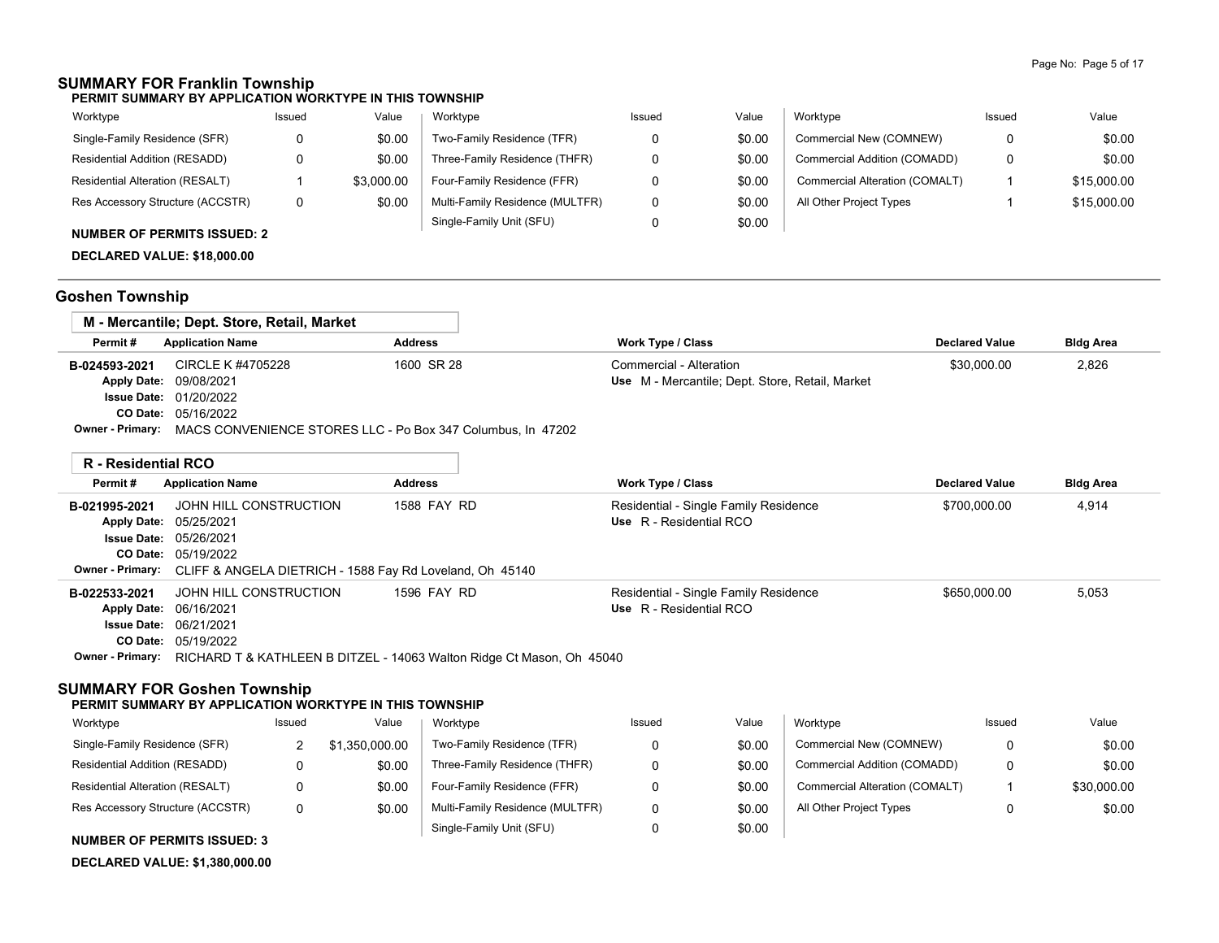## SUMMARY FOR Franklin Township

**PERMIT SUMMARY BY APPLICATION WORKTYPE IN THIS TOWNSHIP**

| Worktype | Issued | Value | Worktype | Issued | Value | Worktype | Issued | Value |
|---|---|---|---|---|---|---|---|---|
| Single-Family Residence (SFR) | 0 | $0.00 | Two-Family Residence (TFR) | 0 | $0.00 | Commercial New (COMNEW) | 0 | $0.00 |
| Residential Addition (RESADD) | 0 | $0.00 | Three-Family Residence (THFR) | 0 | $0.00 | Commercial Addition (COMADD) | 0 | $0.00 |
| Residential Alteration (RESALT) | 1 | $3,000.00 | Four-Family Residence (FFR) | 0 | $0.00 | Commercial Alteration (COMALT) | 1 | $15,000.00 |
| Res Accessory Structure (ACCSTR) | 0 | $0.00 | Multi-Family Residence (MULTFR) | 0 | $0.00 | All Other Project Types | 1 | $15,000.00 |
| | | | Single-Family Unit (SFU) | 0 | $0.00 | | | |

**NUMBER OF PERMITS ISSUED: 2**

**DECLARED VALUE: $18,000.00**

## Goshen Township

### M - Mercantile; Dept. Store, Retail, Market

| Permit # | Application Name | Address | Work Type / Class | Declared Value | Bldg Area |
|---|---|---|---|---|---|
| B-024593-2021 | CIRCLE K #4705228 | 1600 SR 28 | Commercial - Alteration<br>Use M - Mercantile; Dept. Store, Retail, Market | $30,000.00 | 2,826 |

Apply Date: 09/08/2021
Issue Date: 01/20/2022
CO Date: 05/16/2022
Owner - Primary: MACS CONVENIENCE STORES LLC - Po Box 347 Columbus, In 47202

### R - Residential RCO

| Permit # | Application Name | Address | Work Type / Class | Declared Value | Bldg Area |
|---|---|---|---|---|---|
| B-021995-2021 | JOHN HILL CONSTRUCTION | 1588 FAY RD | Residential - Single Family Residence<br>Use R - Residential RCO | $700,000.00 | 4,914 |

Apply Date: 05/25/2021
Issue Date: 05/26/2021
CO Date: 05/19/2022
Owner - Primary: CLIFF & ANGELA DIETRICH - 1588 Fay Rd Loveland, Oh 45140

| Permit # | Application Name | Address | Work Type / Class | Declared Value | Bldg Area |
|---|---|---|---|---|---|
| B-022533-2021 | JOHN HILL CONSTRUCTION | 1596 FAY RD | Residential - Single Family Residence<br>Use R - Residential RCO | $650,000.00 | 5,053 |

Apply Date: 06/16/2021
Issue Date: 06/21/2021
CO Date: 05/19/2022
Owner - Primary: RICHARD T & KATHLEEN B DITZEL - 14063 Walton Ridge Ct Mason, Oh 45040

## SUMMARY FOR Goshen Township

**PERMIT SUMMARY BY APPLICATION WORKTYPE IN THIS TOWNSHIP**

| Worktype | Issued | Value | Worktype | Issued | Value | Worktype | Issued | Value |
|---|---|---|---|---|---|---|---|---|
| Single-Family Residence (SFR) | 2 | $1,350,000.00 | Two-Family Residence (TFR) | 0 | $0.00 | Commercial New (COMNEW) | 0 | $0.00 |
| Residential Addition (RESADD) | 0 | $0.00 | Three-Family Residence (THFR) | 0 | $0.00 | Commercial Addition (COMADD) | 0 | $0.00 |
| Residential Alteration (RESALT) | 0 | $0.00 | Four-Family Residence (FFR) | 0 | $0.00 | Commercial Alteration (COMALT) | 1 | $30,000.00 |
| Res Accessory Structure (ACCSTR) | 0 | $0.00 | Multi-Family Residence (MULTFR) | 0 | $0.00 | All Other Project Types | 0 | $0.00 |
| | | | Single-Family Unit (SFU) | 0 | $0.00 | | | |

**NUMBER OF PERMITS ISSUED: 3**

**DECLARED VALUE: $1,380,000.00**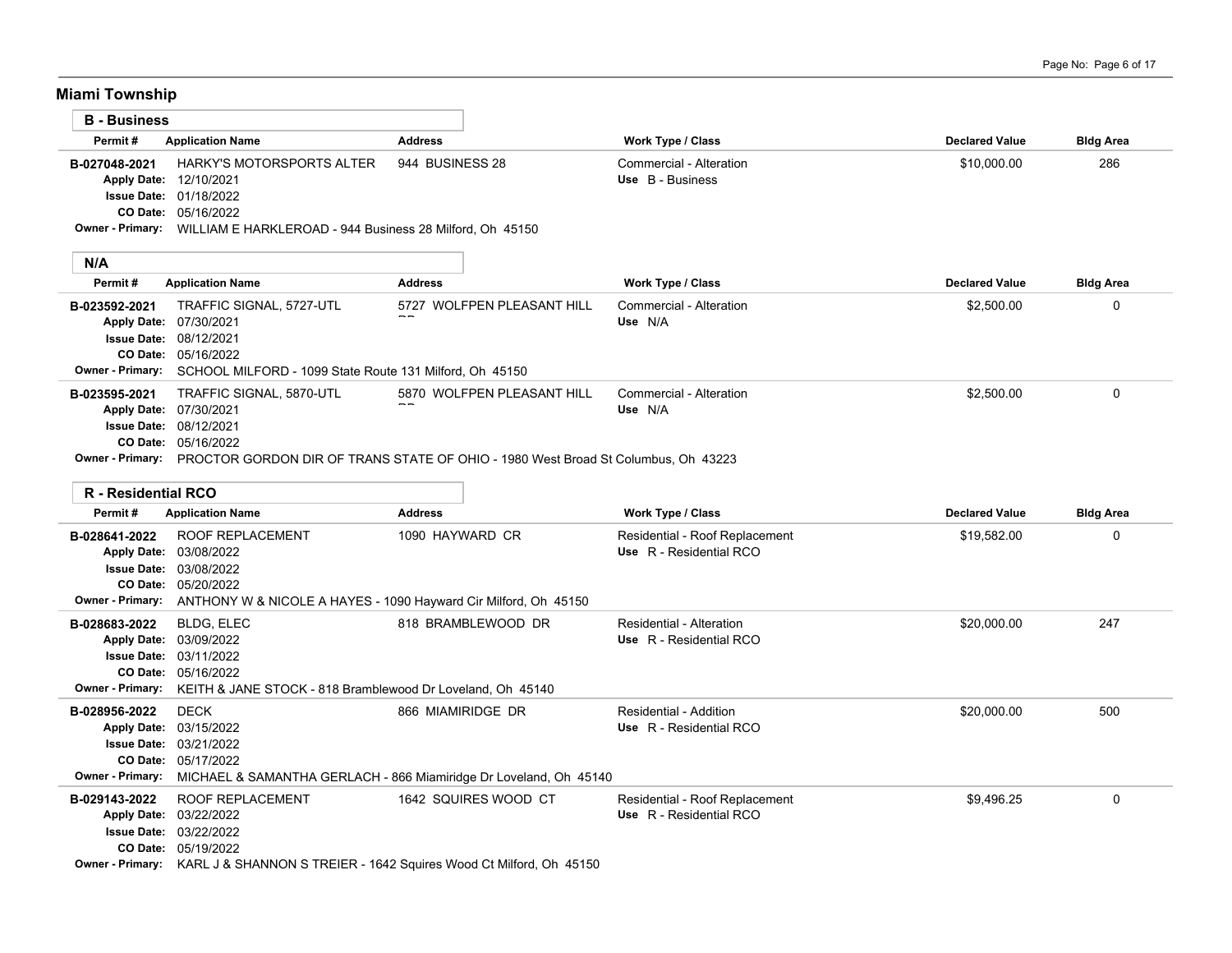## Miami Township

### B - Business

| Permit # | Application Name | Address | Work Type / Class | Declared Value | Bldg Area |
|---|---|---|---|---|---|
| B-027048-2021 | HARKY'S MOTORSPORTS ALTER | 944 BUSINESS 28 | Commercial - Alteration | $10,000.00 | 286 |
| Apply Date: 12/10/2021 | | | Use B - Business | | |
| Issue Date: 01/18/2022 | | | | | |
| CO Date: 05/16/2022 | | | | | |
| Owner - Primary: WILLIAM E HARKLEROAD - 944 Business 28 Milford, Oh 45150 | | | | | |

### N/A

| Permit # | Application Name | Address | Work Type / Class | Declared Value | Bldg Area |
|---|---|---|---|---|---|
| B-023592-2021 | TRAFFIC SIGNAL, 5727-UTL | 5727 WOLFPEN PLEASANT HILL RD | Commercial - Alteration | $2,500.00 | 0 |
| Apply Date: 07/30/2021 | | | Use N/A | | |
| Issue Date: 08/12/2021 | | | | | |
| CO Date: 05/16/2022 | | | | | |
| Owner - Primary: SCHOOL MILFORD - 1099 State Route 131 Milford, Oh 45150 | | | | | |
| B-023595-2021 | TRAFFIC SIGNAL, 5870-UTL | 5870 WOLFPEN PLEASANT HILL RD | Commercial - Alteration | $2,500.00 | 0 |
| Apply Date: 07/30/2021 | | | Use N/A | | |
| Issue Date: 08/12/2021 | | | | | |
| CO Date: 05/16/2022 | | | | | |
| Owner - Primary: PROCTOR GORDON DIR OF TRANS STATE OF OHIO - 1980 West Broad St Columbus, Oh 43223 | | | | | |

### R - Residential RCO

| Permit # | Application Name | Address | Work Type / Class | Declared Value | Bldg Area |
|---|---|---|---|---|---|
| B-028641-2022 | ROOF REPLACEMENT | 1090 HAYWARD CR | Residential - Roof Replacement | $19,582.00 | 0 |
| Apply Date: 03/08/2022 | | | Use R - Residential RCO | | |
| Issue Date: 03/08/2022 | | | | | |
| CO Date: 05/20/2022 | | | | | |
| Owner - Primary: ANTHONY W & NICOLE A HAYES - 1090 Hayward Cir Milford, Oh 45150 | | | | | |
| B-028683-2022 | BLDG, ELEC | 818 BRAMBLEWOOD DR | Residential - Alteration | $20,000.00 | 247 |
| Apply Date: 03/09/2022 | | | Use R - Residential RCO | | |
| Issue Date: 03/11/2022 | | | | | |
| CO Date: 05/16/2022 | | | | | |
| Owner - Primary: KEITH & JANE STOCK - 818 Bramblewood Dr Loveland, Oh 45140 | | | | | |
| B-028956-2022 | DECK | 866 MIAMIRIDGE DR | Residential - Addition | $20,000.00 | 500 |
| Apply Date: 03/15/2022 | | | Use R - Residential RCO | | |
| Issue Date: 03/21/2022 | | | | | |
| CO Date: 05/17/2022 | | | | | |
| Owner - Primary: MICHAEL & SAMANTHA GERLACH - 866 Miamiridge Dr Loveland, Oh 45140 | | | | | |
| B-029143-2022 | ROOF REPLACEMENT | 1642 SQUIRES WOOD CT | Residential - Roof Replacement | $9,496.25 | 0 |
| Apply Date: 03/22/2022 | | | Use R - Residential RCO | | |
| Issue Date: 03/22/2022 | | | | | |
| CO Date: 05/19/2022 | | | | | |
| Owner - Primary: KARL J & SHANNON S TREIER - 1642 Squires Wood Ct Milford, Oh 45150 | | | | | |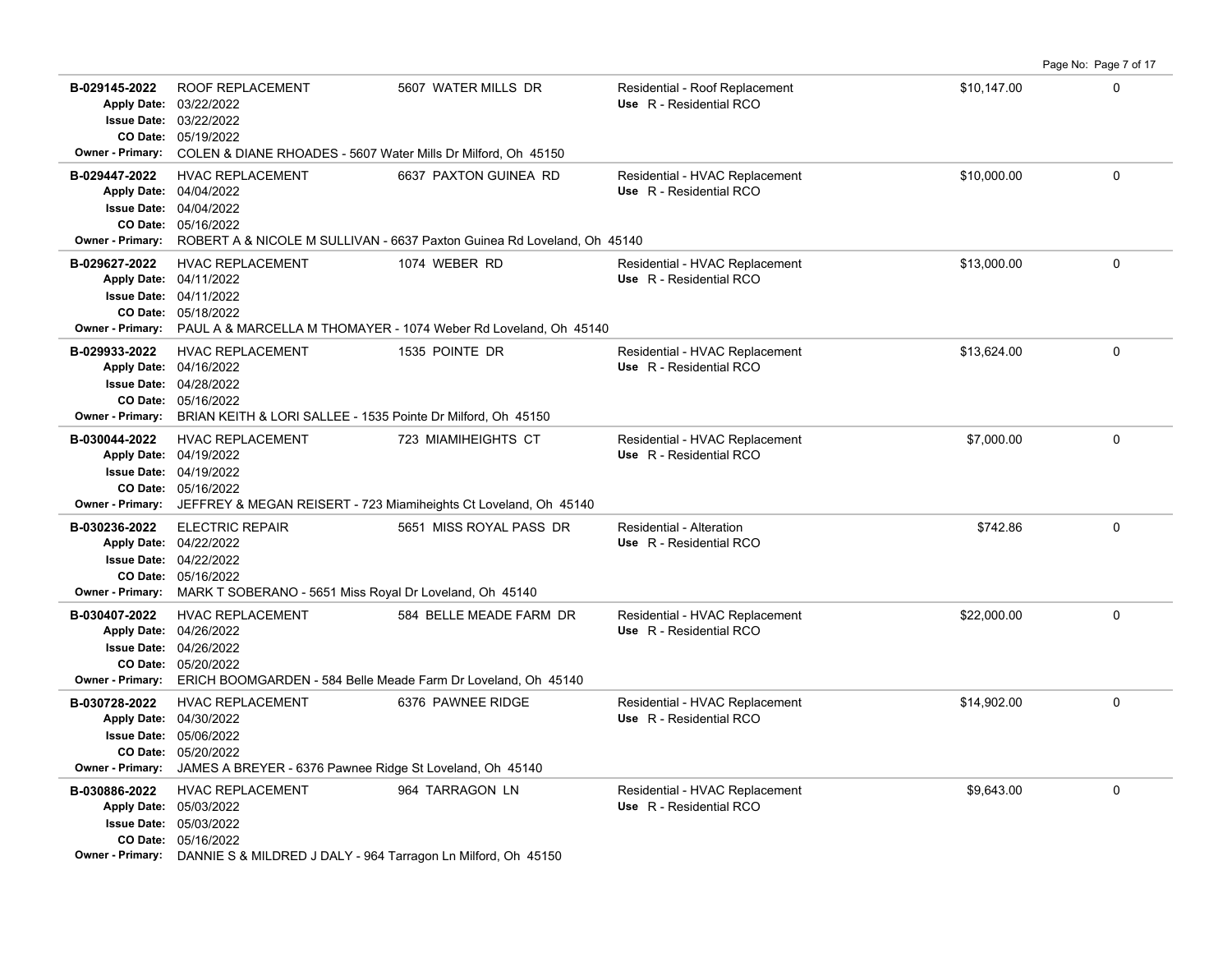| Permit | Description | Address | Type / Use | Valuation | |
|---|---|---|---|---|---|
| **B-029145-2022**<br>**Apply Date:** 03/22/2022<br>**Issue Date:** 03/22/2022<br>**CO Date:** 05/19/2022<br>**Owner - Primary:** COLEN & DIANE RHOADES - 5607 Water Mills Dr Milford, Oh 45150 | ROOF REPLACEMENT | 5607 WATER MILLS DR | Residential - Roof Replacement<br>**Use** R - Residential RCO | $10,147.00 | 0 |
| **B-029447-2022**<br>**Apply Date:** 04/04/2022<br>**Issue Date:** 04/04/2022<br>**CO Date:** 05/16/2022<br>**Owner - Primary:** ROBERT A & NICOLE M SULLIVAN - 6637 Paxton Guinea Rd Loveland, Oh 45140 | HVAC REPLACEMENT | 6637 PAXTON GUINEA RD | Residential - HVAC Replacement<br>**Use** R - Residential RCO | $10,000.00 | 0 |
| **B-029627-2022**<br>**Apply Date:** 04/11/2022<br>**Issue Date:** 04/11/2022<br>**CO Date:** 05/18/2022<br>**Owner - Primary:** PAUL A & MARCELLA M THOMAYER - 1074 Weber Rd Loveland, Oh 45140 | HVAC REPLACEMENT | 1074 WEBER RD | Residential - HVAC Replacement<br>**Use** R - Residential RCO | $13,000.00 | 0 |
| **B-029933-2022**<br>**Apply Date:** 04/16/2022<br>**Issue Date:** 04/28/2022<br>**CO Date:** 05/16/2022<br>**Owner - Primary:** BRIAN KEITH & LORI SALLEE - 1535 Pointe Dr Milford, Oh 45150 | HVAC REPLACEMENT | 1535 POINTE DR | Residential - HVAC Replacement<br>**Use** R - Residential RCO | $13,624.00 | 0 |
| **B-030044-2022**<br>**Apply Date:** 04/19/2022<br>**Issue Date:** 04/19/2022<br>**CO Date:** 05/16/2022<br>**Owner - Primary:** JEFFREY & MEGAN REISERT - 723 Miamiheights Ct Loveland, Oh 45140 | HVAC REPLACEMENT | 723 MIAMIHEIGHTS CT | Residential - HVAC Replacement<br>**Use** R - Residential RCO | $7,000.00 | 0 |
| **B-030236-2022**<br>**Apply Date:** 04/22/2022<br>**Issue Date:** 04/22/2022<br>**CO Date:** 05/16/2022<br>**Owner - Primary:** MARK T SOBERANO - 5651 Miss Royal Dr Loveland, Oh 45140 | ELECTRIC REPAIR | 5651 MISS ROYAL PASS DR | Residential - Alteration<br>**Use** R - Residential RCO | $742.86 | 0 |
| **B-030407-2022**<br>**Apply Date:** 04/26/2022<br>**Issue Date:** 04/26/2022<br>**CO Date:** 05/20/2022<br>**Owner - Primary:** ERICH BOOMGARDEN - 584 Belle Meade Farm Dr Loveland, Oh 45140 | HVAC REPLACEMENT | 584 BELLE MEADE FARM DR | Residential - HVAC Replacement<br>**Use** R - Residential RCO | $22,000.00 | 0 |
| **B-030728-2022**<br>**Apply Date:** 04/30/2022<br>**Issue Date:** 05/06/2022<br>**CO Date:** 05/20/2022<br>**Owner - Primary:** JAMES A BREYER - 6376 Pawnee Ridge St Loveland, Oh 45140 | HVAC REPLACEMENT | 6376 PAWNEE RIDGE | Residential - HVAC Replacement<br>**Use** R - Residential RCO | $14,902.00 | 0 |
| **B-030886-2022**<br>**Apply Date:** 05/03/2022<br>**Issue Date:** 05/03/2022<br>**CO Date:** 05/16/2022<br>**Owner - Primary:** DANNIE S & MILDRED J DALY - 964 Tarragon Ln Milford, Oh 45150 | HVAC REPLACEMENT | 964 TARRAGON LN | Residential - HVAC Replacement<br>**Use** R - Residential RCO | $9,643.00 | 0 |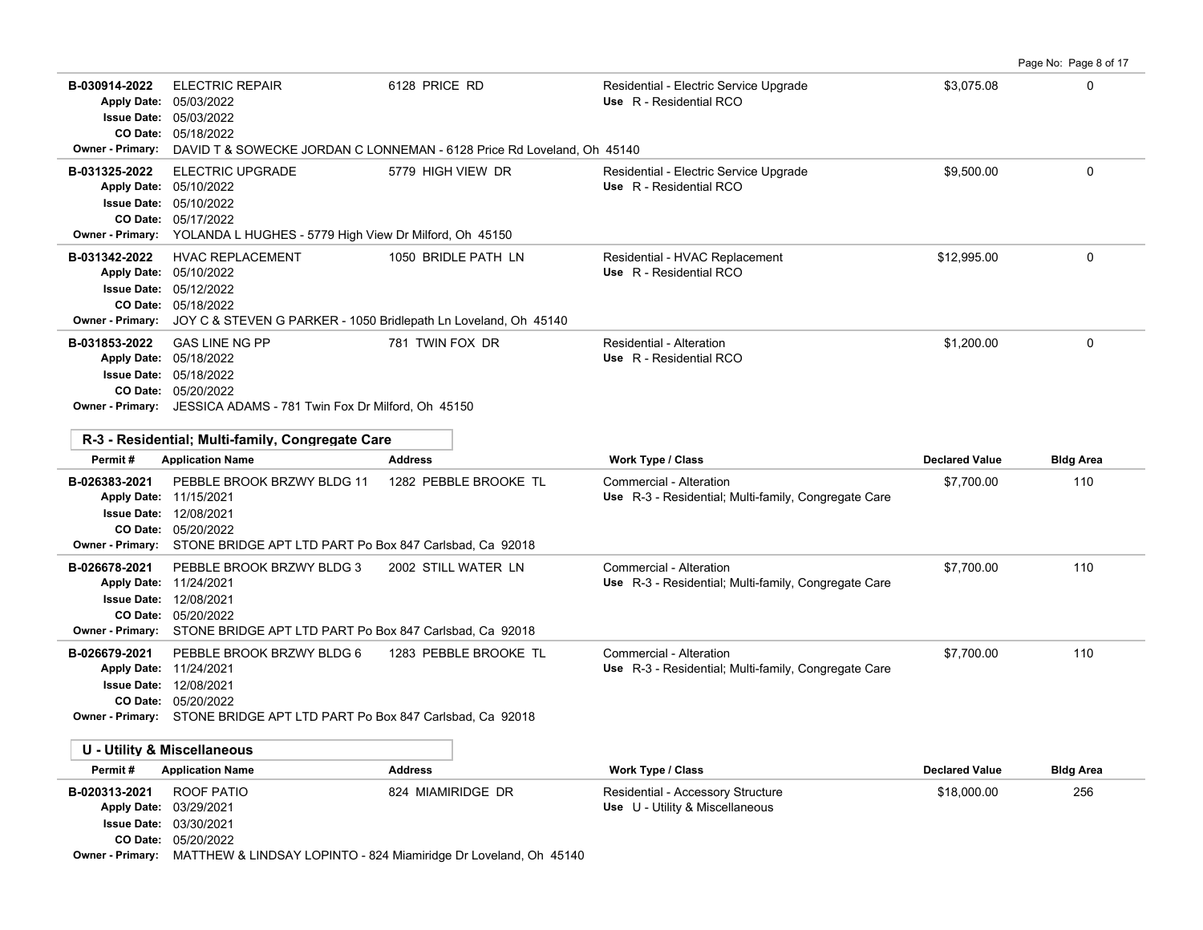| Permit # | Application Name | Address | Work Type / Class | Declared Value | Bldg Area |
|---|---|---|---|---|---|
| B-030914-2022 | ELECTRIC REPAIR | 6128 PRICE RD | Residential - Electric Service Upgrade | $3,075.08 | 0 |
| | Apply Date: 05/03/2022 | | Use R - Residential RCO | | |
| | Issue Date: 05/03/2022 | | | | |
| | CO Date: 05/18/2022 | | | | |
| Owner - Primary: | DAVID T & SOWECKE JORDAN C LONNEMAN - 6128 Price Rd Loveland, Oh 45140 | | | | |
| B-031325-2022 | ELECTRIC UPGRADE | 5779 HIGH VIEW DR | Residential - Electric Service Upgrade | $9,500.00 | 0 |
| | Apply Date: 05/10/2022 | | Use R - Residential RCO | | |
| | Issue Date: 05/10/2022 | | | | |
| | CO Date: 05/17/2022 | | | | |
| Owner - Primary: | YOLANDA L HUGHES - 5779 High View Dr Milford, Oh 45150 | | | | |
| B-031342-2022 | HVAC REPLACEMENT | 1050 BRIDLE PATH LN | Residential - HVAC Replacement | $12,995.00 | 0 |
| | Apply Date: 05/10/2022 | | Use R - Residential RCO | | |
| | Issue Date: 05/12/2022 | | | | |
| | CO Date: 05/18/2022 | | | | |
| Owner - Primary: | JOY C & STEVEN G PARKER - 1050 Bridlepath Ln Loveland, Oh 45140 | | | | |
| B-031853-2022 | GAS LINE NG PP | 781 TWIN FOX DR | Residential - Alteration | $1,200.00 | 0 |
| | Apply Date: 05/18/2022 | | Use R - Residential RCO | | |
| | Issue Date: 05/18/2022 | | | | |
| | CO Date: 05/20/2022 | | | | |
| Owner - Primary: | JESSICA ADAMS - 781 Twin Fox Dr Milford, Oh 45150 | | | | |

## R-3 - Residential; Multi-family, Congregate Care

| Permit # | Application Name | Address | Work Type / Class | Declared Value | Bldg Area |
|---|---|---|---|---|---|
| B-026383-2021 | PEBBLE BROOK BRZWY BLDG 11 | 1282 PEBBLE BROOKE TL | Commercial - Alteration | $7,700.00 | 110 |
| | Apply Date: 11/15/2021 | | Use R-3 - Residential; Multi-family, Congregate Care | | |
| | Issue Date: 12/08/2021 | | | | |
| | CO Date: 05/20/2022 | | | | |
| Owner - Primary: | STONE BRIDGE APT LTD PART Po Box 847 Carlsbad, Ca 92018 | | | | |
| B-026678-2021 | PEBBLE BROOK BRZWY BLDG 3 | 2002 STILL WATER LN | Commercial - Alteration | $7,700.00 | 110 |
| | Apply Date: 11/24/2021 | | Use R-3 - Residential; Multi-family, Congregate Care | | |
| | Issue Date: 12/08/2021 | | | | |
| | CO Date: 05/20/2022 | | | | |
| Owner - Primary: | STONE BRIDGE APT LTD PART Po Box 847 Carlsbad, Ca 92018 | | | | |
| B-026679-2021 | PEBBLE BROOK BRZWY BLDG 6 | 1283 PEBBLE BROOKE TL | Commercial - Alteration | $7,700.00 | 110 |
| | Apply Date: 11/24/2021 | | Use R-3 - Residential; Multi-family, Congregate Care | | |
| | Issue Date: 12/08/2021 | | | | |
| | CO Date: 05/20/2022 | | | | |
| Owner - Primary: | STONE BRIDGE APT LTD PART Po Box 847 Carlsbad, Ca 92018 | | | | |

## U - Utility & Miscellaneous

| Permit # | Application Name | Address | Work Type / Class | Declared Value | Bldg Area |
|---|---|---|---|---|---|
| B-020313-2021 | ROOF PATIO | 824 MIAMIRIDGE DR | Residential - Accessory Structure | $18,000.00 | 256 |
| | Apply Date: 03/29/2021 | | Use U - Utility & Miscellaneous | | |
| | Issue Date: 03/30/2021 | | | | |
| | CO Date: 05/20/2022 | | | | |
| Owner - Primary: | MATTHEW & LINDSAY LOPINTO - 824 Miamiridge Dr Loveland, Oh 45140 | | | | |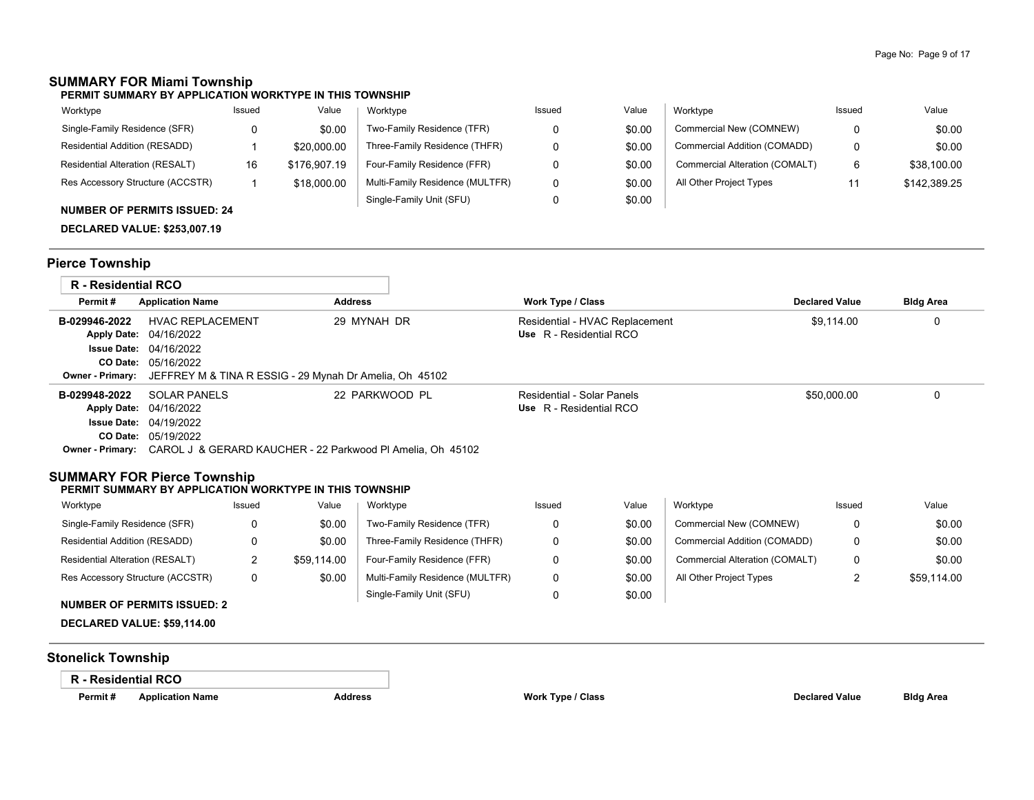## SUMMARY FOR Miami Township

**PERMIT SUMMARY BY APPLICATION WORKTYPE IN THIS TOWNSHIP**

| Worktype | Issued | Value | Worktype | Issued | Value | Worktype | Issued | Value |
|---|---|---|---|---|---|---|---|---|
| Single-Family Residence (SFR) | 0 | $0.00 | Two-Family Residence (TFR) | 0 | $0.00 | Commercial New (COMNEW) | 0 | $0.00 |
| Residential Addition (RESADD) | 1 | $20,000.00 | Three-Family Residence (THFR) | 0 | $0.00 | Commercial Addition (COMADD) | 0 | $0.00 |
| Residential Alteration (RESALT) | 16 | $176,907.19 | Four-Family Residence (FFR) | 0 | $0.00 | Commercial Alteration (COMALT) | 6 | $38,100.00 |
| Res Accessory Structure (ACCSTR) | 1 | $18,000.00 | Multi-Family Residence (MULTFR) | 0 | $0.00 | All Other Project Types | 11 | $142,389.25 |
| | | | Single-Family Unit (SFU) | 0 | $0.00 | | | |

**NUMBER OF PERMITS ISSUED: 24**

**DECLARED VALUE: $253,007.19**

## Pierce Township

**R - Residential RCO**

| Permit # | Application Name | Address | Work Type / Class | Declared Value | Bldg Area |
|---|---|---|---|---|---|
| B-029946-2022 | HVAC REPLACEMENT | 29 MYNAH DR | Residential - HVAC Replacement | $9,114.00 | 0 |
| | Apply Date: 04/16/2022 | | Use R - Residential RCO | | |
| | Issue Date: 04/16/2022 | | | | |
| | CO Date: 05/16/2022 | | | | |
| | Owner - Primary: JEFFREY M & TINA R ESSIG - 29 Mynah Dr Amelia, Oh 45102 | | | | |
| B-029948-2022 | SOLAR PANELS | 22 PARKWOOD PL | Residential - Solar Panels | $50,000.00 | 0 |
| | Apply Date: 04/16/2022 | | Use R - Residential RCO | | |
| | Issue Date: 04/19/2022 | | | | |
| | CO Date: 05/19/2022 | | | | |
| | Owner - Primary: CAROL J & GERARD KAUCHER - 22 Parkwood Pl Amelia, Oh 45102 | | | | |

## SUMMARY FOR Pierce Township

**PERMIT SUMMARY BY APPLICATION WORKTYPE IN THIS TOWNSHIP**

| Worktype | Issued | Value | Worktype | Issued | Value | Worktype | Issued | Value |
|---|---|---|---|---|---|---|---|---|
| Single-Family Residence (SFR) | 0 | $0.00 | Two-Family Residence (TFR) | 0 | $0.00 | Commercial New (COMNEW) | 0 | $0.00 |
| Residential Addition (RESADD) | 0 | $0.00 | Three-Family Residence (THFR) | 0 | $0.00 | Commercial Addition (COMADD) | 0 | $0.00 |
| Residential Alteration (RESALT) | 2 | $59,114.00 | Four-Family Residence (FFR) | 0 | $0.00 | Commercial Alteration (COMALT) | 0 | $0.00 |
| Res Accessory Structure (ACCSTR) | 0 | $0.00 | Multi-Family Residence (MULTFR) | 0 | $0.00 | All Other Project Types | 2 | $59,114.00 |
| | | | Single-Family Unit (SFU) | 0 | $0.00 | | | |

**NUMBER OF PERMITS ISSUED: 2**

**DECLARED VALUE: $59,114.00**

## Stonelick Township

**R - Residential RCO**

| Permit # | Application Name | Address | Work Type / Class | Declared Value | Bldg Area |
|---|---|---|---|---|---|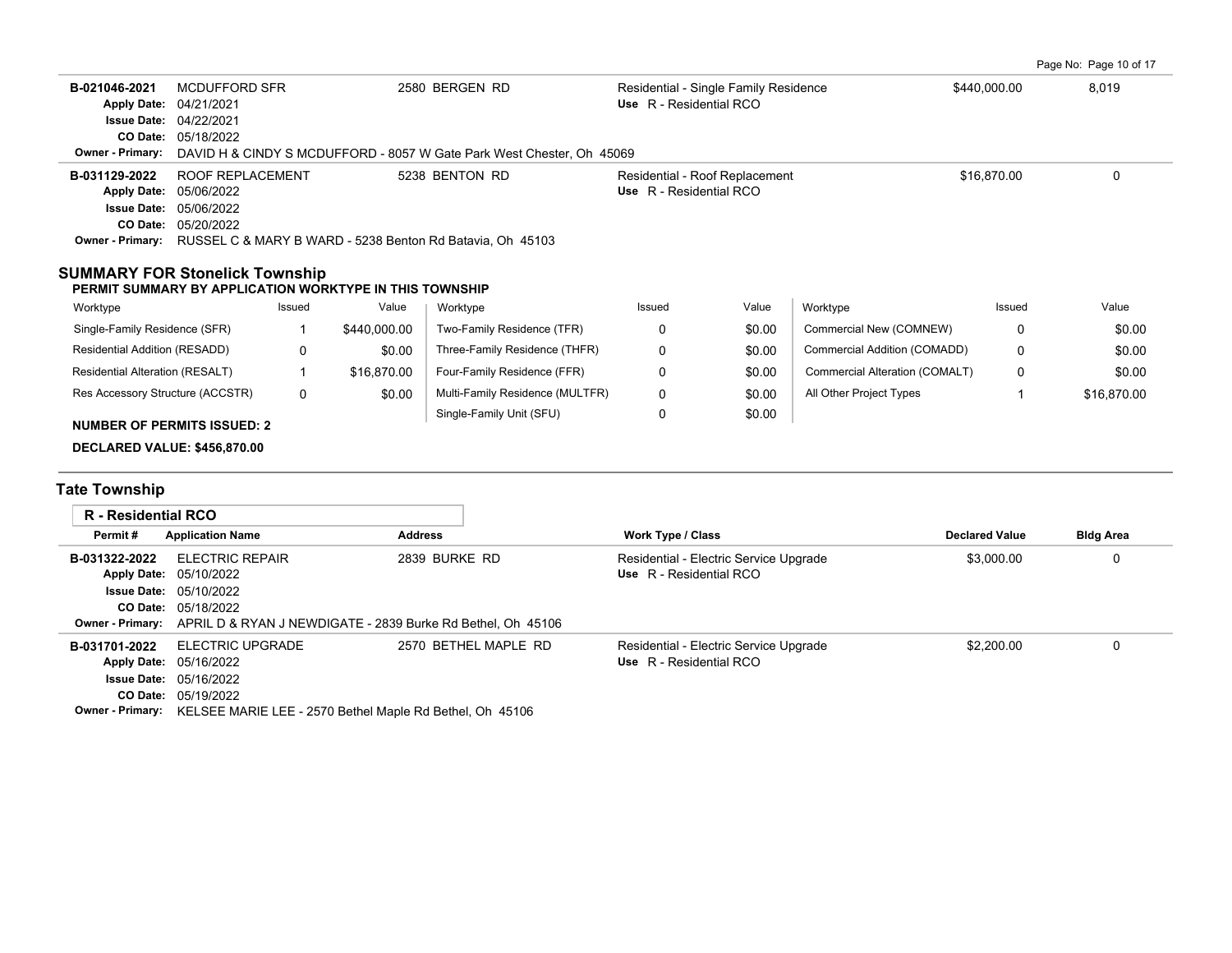| Permit # | Application Name | Address | Work Type / Class | Declared Value | Bldg Area |
|---|---|---|---|---|---|
| B-021046-2021 | MCDUFFORD SFR | 2580 BERGEN RD | Residential - Single Family Residence | $440,000.00 | 8,019 |
| | Apply Date: 04/21/2021<br>Issue Date: 04/22/2021<br>CO Date: 05/18/2022 | | Use R - Residential RCO | | |
| | Owner - Primary: DAVID H & CINDY S MCDUFFORD - 8057 W Gate Park West Chester, Oh 45069 | | | | |
| B-031129-2022 | ROOF REPLACEMENT | 5238 BENTON RD | Residential - Roof Replacement | $16,870.00 | 0 |
| | Apply Date: 05/06/2022<br>Issue Date: 05/06/2022<br>CO Date: 05/20/2022 | | Use R - Residential RCO | | |
| | Owner - Primary: RUSSEL C & MARY B WARD - 5238 Benton Rd Batavia, Oh 45103 | | | | |

## SUMMARY FOR Stonelick Township

**PERMIT SUMMARY BY APPLICATION WORKTYPE IN THIS TOWNSHIP**

| Worktype | Issued | Value | Worktype | Issued | Value | Worktype | Issued | Value |
|---|---|---|---|---|---|---|---|---|
| Single-Family Residence (SFR) | 1 | $440,000.00 | Two-Family Residence (TFR) | 0 | $0.00 | Commercial New (COMNEW) | 0 | $0.00 |
| Residential Addition (RESADD) | 0 | $0.00 | Three-Family Residence (THFR) | 0 | $0.00 | Commercial Addition (COMADD) | 0 | $0.00 |
| Residential Alteration (RESALT) | 1 | $16,870.00 | Four-Family Residence (FFR) | 0 | $0.00 | Commercial Alteration (COMALT) | 0 | $0.00 |
| Res Accessory Structure (ACCSTR) | 0 | $0.00 | Multi-Family Residence (MULTFR) | 0 | $0.00 | All Other Project Types | 1 | $16,870.00 |
| | | | Single-Family Unit (SFU) | 0 | $0.00 | | | |

**NUMBER OF PERMITS ISSUED: 2**

**DECLARED VALUE: $456,870.00**

## Tate Township

### R - Residential RCO

| Permit # | Application Name | Address | Work Type / Class | Declared Value | Bldg Area |
|---|---|---|---|---|---|
| B-031322-2022 | ELECTRIC REPAIR | 2839 BURKE RD | Residential - Electric Service Upgrade | $3,000.00 | 0 |
| | Apply Date: 05/10/2022<br>Issue Date: 05/10/2022<br>CO Date: 05/18/2022 | | Use R - Residential RCO | | |
| | Owner - Primary: APRIL D & RYAN J NEWDIGATE - 2839 Burke Rd Bethel, Oh 45106 | | | | |
| B-031701-2022 | ELECTRIC UPGRADE | 2570 BETHEL MAPLE RD | Residential - Electric Service Upgrade | $2,200.00 | 0 |
| | Apply Date: 05/16/2022<br>Issue Date: 05/16/2022<br>CO Date: 05/19/2022 | | Use R - Residential RCO | | |
| | Owner - Primary: KELSEE MARIE LEE - 2570 Bethel Maple Rd Bethel, Oh 45106 | | | | |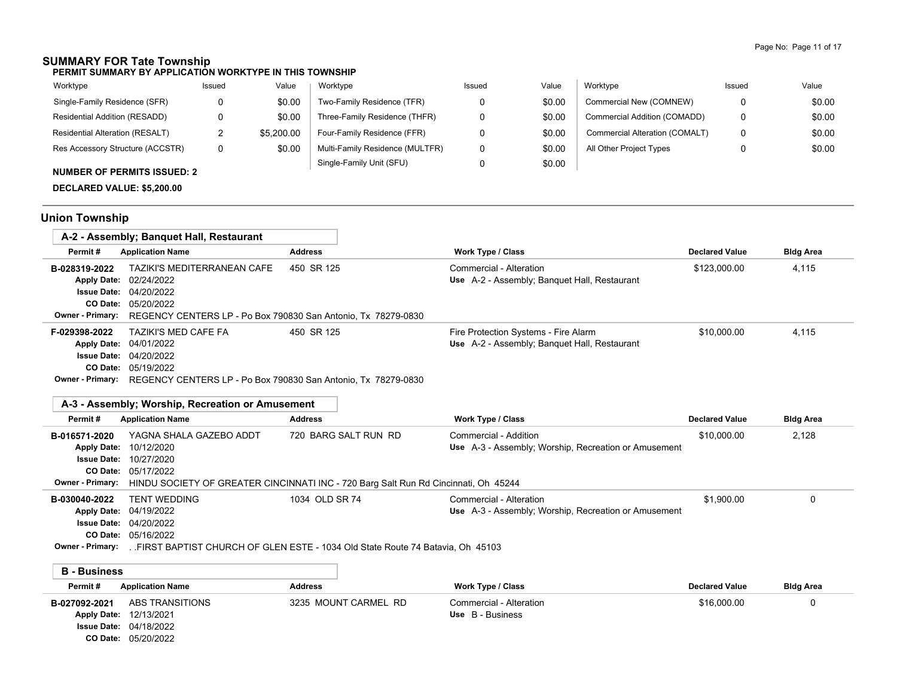## SUMMARY FOR Tate Township

**PERMIT SUMMARY BY APPLICATION WORKTYPE IN THIS TOWNSHIP**

| Worktype | Issued | Value | Worktype | Issued | Value | Worktype | Issued | Value |
|---|---|---|---|---|---|---|---|---|
| Single-Family Residence (SFR) | 0 | $0.00 | Two-Family Residence (TFR) | 0 | $0.00 | Commercial New (COMNEW) | 0 | $0.00 |
| Residential Addition (RESADD) | 0 | $0.00 | Three-Family Residence (THFR) | 0 | $0.00 | Commercial Addition (COMADD) | 0 | $0.00 |
| Residential Alteration (RESALT) | 2 | $5,200.00 | Four-Family Residence (FFR) | 0 | $0.00 | Commercial Alteration (COMALT) | 0 | $0.00 |
| Res Accessory Structure (ACCSTR) | 0 | $0.00 | Multi-Family Residence (MULTFR) | 0 | $0.00 | All Other Project Types | 0 | $0.00 |
| | | | Single-Family Unit (SFU) | 0 | $0.00 | | | |

**NUMBER OF PERMITS ISSUED: 2**

**DECLARED VALUE: $5,200.00**

## Union Township

### A-2 - Assembly; Banquet Hall, Restaurant

| Permit # | Application Name | Address | Work Type / Class | Declared Value | Bldg Area |
|---|---|---|---|---|---|
| B-028319-2022 | TAZIKI'S MEDITERRANEAN CAFE | 450 SR 125 | Commercial - Alteration | $123,000.00 | 4,115 |
| Apply Date: | 02/24/2022 | | Use A-2 - Assembly; Banquet Hall, Restaurant | | |
| Issue Date: | 04/20/2022 | | | | |
| CO Date: | 05/20/2022 | | | | |
| Owner - Primary: | REGENCY CENTERS LP - Po Box 790830 San Antonio, Tx 78279-0830 | | | | |
| F-029398-2022 | TAZIKI'S MED CAFE FA | 450 SR 125 | Fire Protection Systems - Fire Alarm | $10,000.00 | 4,115 |
| Apply Date: | 04/01/2022 | | Use A-2 - Assembly; Banquet Hall, Restaurant | | |
| Issue Date: | 04/20/2022 | | | | |
| CO Date: | 05/19/2022 | | | | |
| Owner - Primary: | REGENCY CENTERS LP - Po Box 790830 San Antonio, Tx 78279-0830 | | | | |

### A-3 - Assembly; Worship, Recreation or Amusement

| Permit # | Application Name | Address | Work Type / Class | Declared Value | Bldg Area |
|---|---|---|---|---|---|
| B-016571-2020 | YAGNA SHALA GAZEBO ADDT | 720 BARG SALT RUN RD | Commercial - Addition | $10,000.00 | 2,128 |
| Apply Date: | 10/12/2020 | | Use A-3 - Assembly; Worship, Recreation or Amusement | | |
| Issue Date: | 10/27/2020 | | | | |
| CO Date: | 05/17/2022 | | | | |
| Owner - Primary: | HINDU SOCIETY OF GREATER CINCINNATI INC - 720 Barg Salt Run Rd Cincinnati, Oh 45244 | | | | |
| B-030040-2022 | TENT WEDDING | 1034 OLD SR 74 | Commercial - Alteration | $1,900.00 | 0 |
| Apply Date: | 04/19/2022 | | Use A-3 - Assembly; Worship, Recreation or Amusement | | |
| Issue Date: | 04/20/2022 | | | | |
| CO Date: | 05/16/2022 | | | | |
| Owner - Primary: | . .FIRST BAPTIST CHURCH OF GLEN ESTE - 1034 Old State Route 74 Batavia, Oh 45103 | | | | |

### B - Business

| Permit # | Application Name | Address | Work Type / Class | Declared Value | Bldg Area |
|---|---|---|---|---|---|
| B-027092-2021 | ABS TRANSITIONS | 3235 MOUNT CARMEL RD | Commercial - Alteration | $16,000.00 | 0 |
| Apply Date: | 12/13/2021 | | Use B - Business | | |
| Issue Date: | 04/18/2022 | | | | |
| CO Date: | 05/20/2022 | | | | |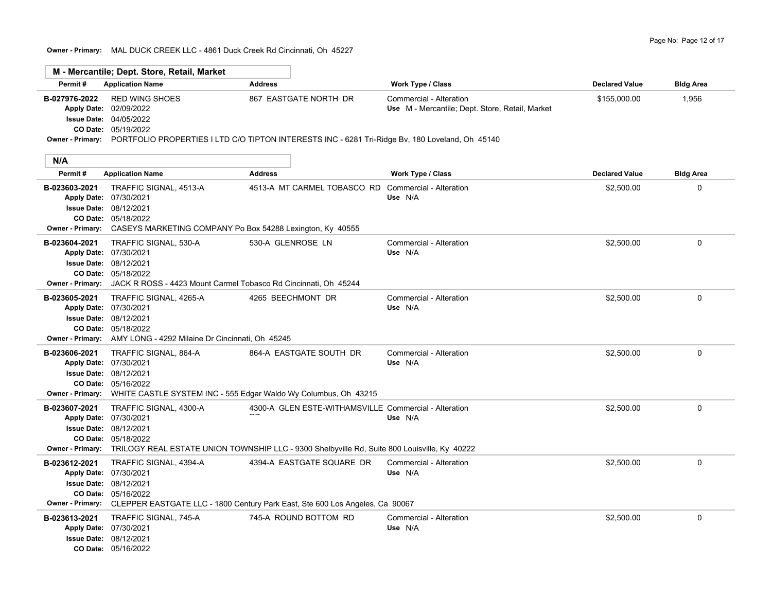**Owner - Primary:** MAL DUCK CREEK LLC - 4861 Duck Creek Rd Cincinnati, Oh 45227

## M - Mercantile; Dept. Store, Retail, Market

| Permit # | Application Name | Address | Work Type / Class | Declared Value | Bldg Area |
|---|---|---|---|---|---|
| B-027976-2022 | RED WING SHOES | 867 EASTGATE NORTH DR | Commercial - Alteration | $155,000.00 | 1,956 |
| Apply Date: 02/09/2022 | | | Use M - Mercantile; Dept. Store, Retail, Market | | |
| Issue Date: 04/05/2022 | | | | | |
| CO Date: 05/19/2022 | | | | | |
| Owner - Primary: PORTFOLIO PROPERTIES I LTD C/O TIPTON INTERESTS INC - 6281 Tri-Ridge Bv, 180 Loveland, Oh 45140 | | | | | |

## N/A

| Permit # | Application Name | Address | Work Type / Class | Declared Value | Bldg Area |
|---|---|---|---|---|---|
| B-023603-2021 | TRAFFIC SIGNAL, 4513-A | 4513-A MT CARMEL TOBASCO RD | Commercial - Alteration | $2,500.00 | 0 |
| Apply Date: 07/30/2021 | | | Use N/A | | |
| Issue Date: 08/12/2021 | | | | | |
| CO Date: 05/18/2022 | | | | | |
| Owner - Primary: CASEYS MARKETING COMPANY Po Box 54288 Lexington, Ky 40555 | | | | | |
| B-023604-2021 | TRAFFIC SIGNAL, 530-A | 530-A GLENROSE LN | Commercial - Alteration | $2,500.00 | 0 |
| Apply Date: 07/30/2021 | | | Use N/A | | |
| Issue Date: 08/12/2021 | | | | | |
| CO Date: 05/18/2022 | | | | | |
| Owner - Primary: JACK R ROSS - 4423 Mount Carmel Tobasco Rd Cincinnati, Oh 45244 | | | | | |
| B-023605-2021 | TRAFFIC SIGNAL, 4265-A | 4265 BEECHMONT DR | Commercial - Alteration | $2,500.00 | 0 |
| Apply Date: 07/30/2021 | | | Use N/A | | |
| Issue Date: 08/12/2021 | | | | | |
| CO Date: 05/18/2022 | | | | | |
| Owner - Primary: AMY LONG - 4292 Milaine Dr Cincinnati, Oh 45245 | | | | | |
| B-023606-2021 | TRAFFIC SIGNAL, 864-A | 864-A EASTGATE SOUTH DR | Commercial - Alteration | $2,500.00 | 0 |
| Apply Date: 07/30/2021 | | | Use N/A | | |
| Issue Date: 08/12/2021 | | | | | |
| CO Date: 05/16/2022 | | | | | |
| Owner - Primary: WHITE CASTLE SYSTEM INC - 555 Edgar Waldo Wy Columbus, Oh 43215 | | | | | |
| B-023607-2021 | TRAFFIC SIGNAL, 4300-A | 4300-A GLEN ESTE-WITHAMSVILLE DR | Commercial - Alteration | $2,500.00 | 0 |
| Apply Date: 07/30/2021 | | | Use N/A | | |
| Issue Date: 08/12/2021 | | | | | |
| CO Date: 05/18/2022 | | | | | |
| Owner - Primary: TRILOGY REAL ESTATE UNION TOWNSHIP LLC - 9300 Shelbyville Rd, Suite 800 Louisville, Ky 40222 | | | | | |
| B-023612-2021 | TRAFFIC SIGNAL, 4394-A | 4394-A EASTGATE SQUARE DR | Commercial - Alteration | $2,500.00 | 0 |
| Apply Date: 07/30/2021 | | | Use N/A | | |
| Issue Date: 08/12/2021 | | | | | |
| CO Date: 05/16/2022 | | | | | |
| Owner - Primary: CLEPPER EASTGATE LLC - 1800 Century Park East, Ste 600 Los Angeles, Ca 90067 | | | | | |
| B-023613-2021 | TRAFFIC SIGNAL, 745-A | 745-A ROUND BOTTOM RD | Commercial - Alteration | $2,500.00 | 0 |
| Apply Date: 07/30/2021 | | | Use N/A | | |
| Issue Date: 08/12/2021 | | | | | |
| CO Date: 05/16/2022 | | | | | |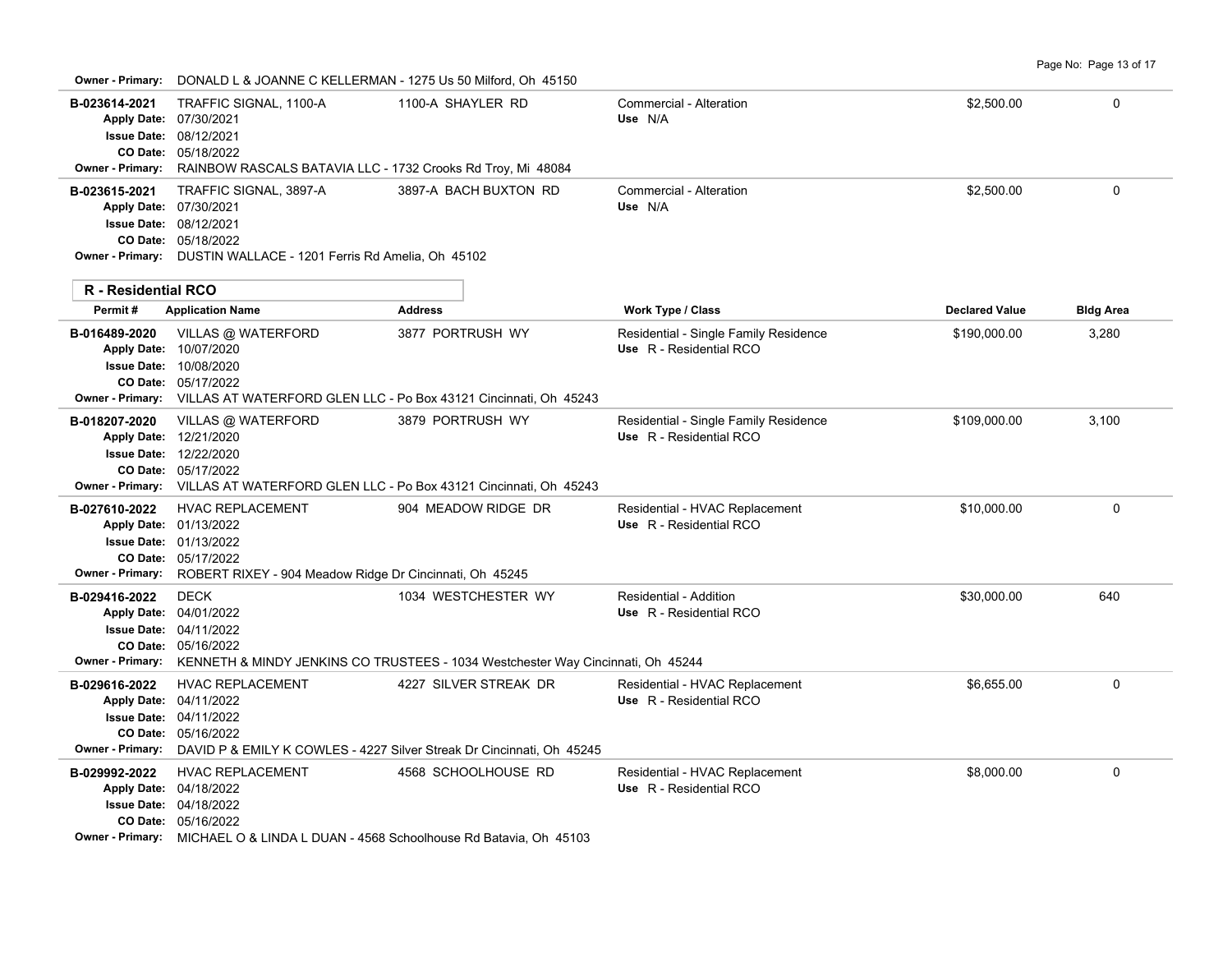**Owner - Primary:** DONALD L & JOANNE C KELLERMAN - 1275 Us 50 Milford, Oh 45150

| Permit # | Application Name | Address | Work Type / Class | Declared Value | Bldg Area |
|---|---|---|---|---|---|
| B-023614-2021 | TRAFFIC SIGNAL, 1100-A | 1100-A SHAYLER RD | Commercial - Alteration<br>Use N/A | $2,500.00 | 0 |
| | Apply Date: 07/30/2021<br>Issue Date: 08/12/2021<br>CO Date: 05/18/2022<br>Owner - Primary: RAINBOW RASCALS BATAVIA LLC - 1732 Crooks Rd Troy, Mi 48084 | | | | |
| B-023615-2021 | TRAFFIC SIGNAL, 3897-A | 3897-A BACH BUXTON RD | Commercial - Alteration<br>Use N/A | $2,500.00 | 0 |
| | Apply Date: 07/30/2021<br>Issue Date: 08/12/2021<br>CO Date: 05/18/2022<br>Owner - Primary: DUSTIN WALLACE - 1201 Ferris Rd Amelia, Oh 45102 | | | | |

**R - Residential RCO**

| Permit # | Application Name | Address | Work Type / Class | Declared Value | Bldg Area |
|---|---|---|---|---|---|
| B-016489-2020 | VILLAS @ WATERFORD | 3877 PORTRUSH WY | Residential - Single Family Residence<br>Use R - Residential RCO | $190,000.00 | 3,280 |
| | Apply Date: 10/07/2020<br>Issue Date: 10/08/2020<br>CO Date: 05/17/2022<br>Owner - Primary: VILLAS AT WATERFORD GLEN LLC - Po Box 43121 Cincinnati, Oh 45243 | | | | |
| B-018207-2020 | VILLAS @ WATERFORD | 3879 PORTRUSH WY | Residential - Single Family Residence<br>Use R - Residential RCO | $109,000.00 | 3,100 |
| | Apply Date: 12/21/2020<br>Issue Date: 12/22/2020<br>CO Date: 05/17/2022<br>Owner - Primary: VILLAS AT WATERFORD GLEN LLC - Po Box 43121 Cincinnati, Oh 45243 | | | | |
| B-027610-2022 | HVAC REPLACEMENT | 904 MEADOW RIDGE DR | Residential - HVAC Replacement<br>Use R - Residential RCO | $10,000.00 | 0 |
| | Apply Date: 01/13/2022<br>Issue Date: 01/13/2022<br>CO Date: 05/17/2022<br>Owner - Primary: ROBERT RIXEY - 904 Meadow Ridge Dr Cincinnati, Oh 45245 | | | | |
| B-029416-2022 | DECK | 1034 WESTCHESTER WY | Residential - Addition<br>Use R - Residential RCO | $30,000.00 | 640 |
| | Apply Date: 04/01/2022<br>Issue Date: 04/11/2022<br>CO Date: 05/16/2022<br>Owner - Primary: KENNETH & MINDY JENKINS CO TRUSTEES - 1034 Westchester Way Cincinnati, Oh 45244 | | | | |
| B-029616-2022 | HVAC REPLACEMENT | 4227 SILVER STREAK DR | Residential - HVAC Replacement<br>Use R - Residential RCO | $6,655.00 | 0 |
| | Apply Date: 04/11/2022<br>Issue Date: 04/11/2022<br>CO Date: 05/16/2022<br>Owner - Primary: DAVID P & EMILY K COWLES - 4227 Silver Streak Dr Cincinnati, Oh 45245 | | | | |
| B-029992-2022 | HVAC REPLACEMENT | 4568 SCHOOLHOUSE RD | Residential - HVAC Replacement<br>Use R - Residential RCO | $8,000.00 | 0 |
| | Apply Date: 04/18/2022<br>Issue Date: 04/18/2022<br>CO Date: 05/16/2022<br>Owner - Primary: MICHAEL O & LINDA L DUAN - 4568 Schoolhouse Rd Batavia, Oh 45103 | | | | |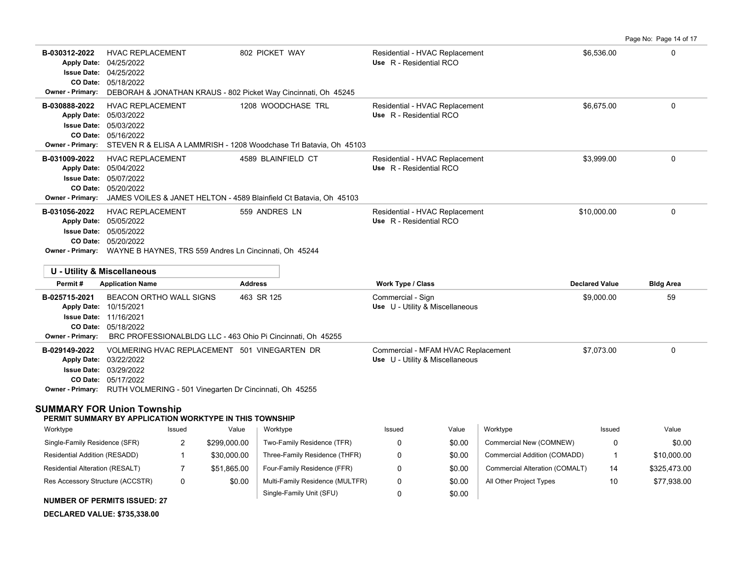| Permit # | Application Name | Address | Work Type / Class | Declared Value | Bldg Area |
|---|---|---|---|---|---|
| B-030312-2022 | HVAC REPLACEMENT | 802 PICKET WAY | Residential - HVAC Replacement<br>Use R - Residential RCO | $6,536.00 | 0 |
| Apply Date: 04/25/2022<br>Issue Date: 04/25/2022<br>CO Date: 05/18/2022<br>Owner - Primary: DEBORAH & JONATHAN KRAUS - 802 Picket Way Cincinnati, Oh 45245 | | | | | |
| B-030888-2022 | HVAC REPLACEMENT | 1208 WOODCHASE TRL | Residential - HVAC Replacement<br>Use R - Residential RCO | $6,675.00 | 0 |
| Apply Date: 05/03/2022<br>Issue Date: 05/03/2022<br>CO Date: 05/16/2022<br>Owner - Primary: STEVEN R & ELISA A LAMMRISH - 1208 Woodchase Trl Batavia, Oh 45103 | | | | | |
| B-031009-2022 | HVAC REPLACEMENT | 4589 BLAINFIELD CT | Residential - HVAC Replacement<br>Use R - Residential RCO | $3,999.00 | 0 |
| Apply Date: 05/04/2022<br>Issue Date: 05/07/2022<br>CO Date: 05/20/2022<br>Owner - Primary: JAMES VOILES & JANET HELTON - 4589 Blainfield Ct Batavia, Oh 45103 | | | | | |
| B-031056-2022 | HVAC REPLACEMENT | 559 ANDRES LN | Residential - HVAC Replacement<br>Use R - Residential RCO | $10,000.00 | 0 |
| Apply Date: 05/05/2022<br>Issue Date: 05/05/2022<br>CO Date: 05/20/2022<br>Owner - Primary: WAYNE B HAYNES, TRS 559 Andres Ln Cincinnati, Oh 45244 | | | | | |

**U - Utility & Miscellaneous**

| Permit # | Application Name | Address | Work Type / Class | Declared Value | Bldg Area |
|---|---|---|---|---|---|
| B-025715-2021 | BEACON ORTHO WALL SIGNS | 463 SR 125 | Commercial - Sign<br>Use U - Utility & Miscellaneous | $9,000.00 | 59 |
| Apply Date: 10/15/2021<br>Issue Date: 11/16/2021<br>CO Date: 05/18/2022<br>Owner - Primary: BRC PROFESSIONALBLDG LLC - 463 Ohio Pi Cincinnati, Oh 45255 | | | | | |
| B-029149-2022 | VOLMERING HVAC REPLACEMENT | 501 VINEGARTEN DR | Commercial - MFAM HVAC Replacement<br>Use U - Utility & Miscellaneous | $7,073.00 | 0 |
| Apply Date: 03/22/2022<br>Issue Date: 03/29/2022<br>CO Date: 05/17/2022<br>Owner - Primary: RUTH VOLMERING - 501 Vinegarten Dr Cincinnati, Oh 45255 | | | | | |

## SUMMARY FOR Union Township

**PERMIT SUMMARY BY APPLICATION WORKTYPE IN THIS TOWNSHIP**

| Worktype | Issued | Value | Worktype | Issued | Value | Worktype | Issued | Value |
|---|---|---|---|---|---|---|---|---|
| Single-Family Residence (SFR) | 2 | $299,000.00 | Two-Family Residence (TFR) | 0 | $0.00 | Commercial New (COMNEW) | 0 | $0.00 |
| Residential Addition (RESADD) | 1 | $30,000.00 | Three-Family Residence (THFR) | 0 | $0.00 | Commercial Addition (COMADD) | 1 | $10,000.00 |
| Residential Alteration (RESALT) | 7 | $51,865.00 | Four-Family Residence (FFR) | 0 | $0.00 | Commercial Alteration (COMALT) | 14 | $325,473.00 |
| Res Accessory Structure (ACCSTR) | 0 | $0.00 | Multi-Family Residence (MULTFR) | 0 | $0.00 | All Other Project Types | 10 | $77,938.00 |
| | | | Single-Family Unit (SFU) | 0 | $0.00 | | | |

**NUMBER OF PERMITS ISSUED: 27**

**DECLARED VALUE: $735,338.00**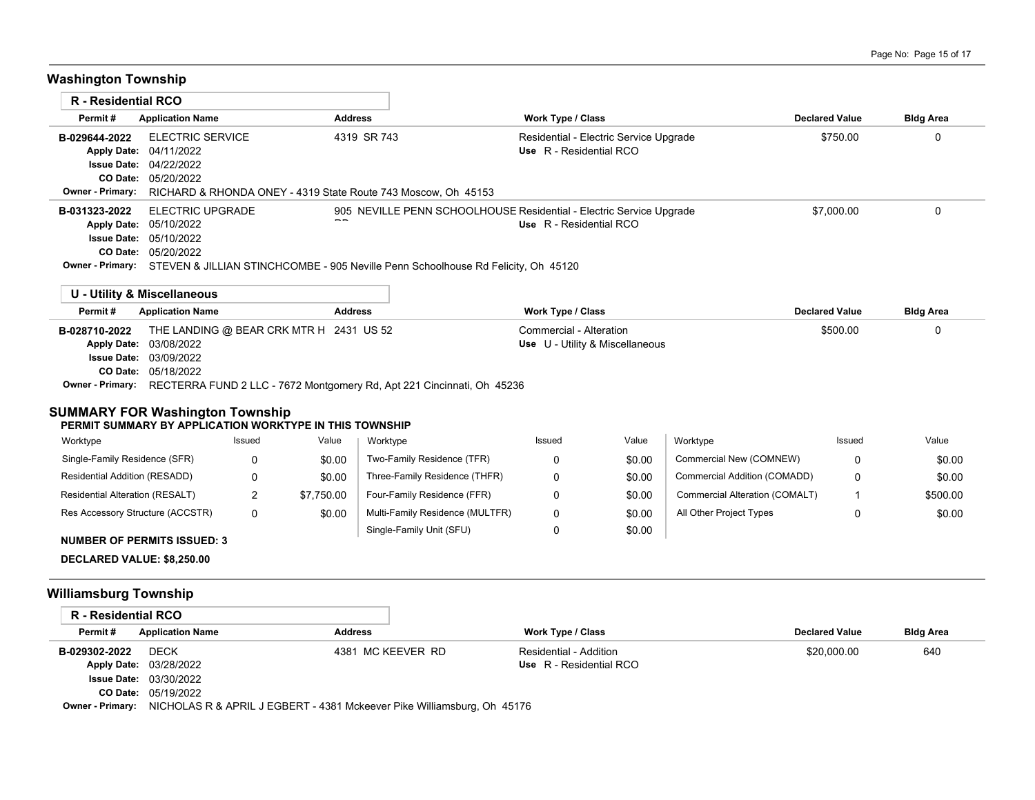## Washington Township

### R - Residential RCO

| Permit # | Application Name | Address | Work Type / Class | Declared Value | Bldg Area |
|---|---|---|---|---|---|
| B-029644-2022 | ELECTRIC SERVICE | 4319 SR 743 | Residential - Electric Service Upgrade | $750.00 | 0 |
| Apply Date: 04/11/2022 | | | Use R - Residential RCO | | |
| Issue Date: 04/22/2022 | | | | | |
| CO Date: 05/20/2022 | | | | | |
| Owner - Primary: | RICHARD & RHONDA ONEY - 4319 State Route 743 Moscow, Oh 45153 | | | | |
| B-031323-2022 | ELECTRIC UPGRADE | 905 NEVILLE PENN SCHOOLHOUSE RD | Residential - Electric Service Upgrade | $7,000.00 | 0 |
| Apply Date: 05/10/2022 | | | Use R - Residential RCO | | |
| Issue Date: 05/10/2022 | | | | | |
| CO Date: 05/20/2022 | | | | | |
| Owner - Primary: | STEVEN & JILLIAN STINCHCOMBE - 905 Neville Penn Schoolhouse Rd Felicity, Oh 45120 | | | | |

### U - Utility & Miscellaneous

| Permit # | Application Name | Address | Work Type / Class | Declared Value | Bldg Area |
|---|---|---|---|---|---|
| B-028710-2022 | THE LANDING @ BEAR CRK MTR H | 2431 US 52 | Commercial - Alteration | $500.00 | 0 |
| Apply Date: 03/08/2022 | | | Use U - Utility & Miscellaneous | | |
| Issue Date: 03/09/2022 | | | | | |
| CO Date: 05/18/2022 | | | | | |
| Owner - Primary: | RECTERRA FUND 2 LLC - 7672 Montgomery Rd, Apt 221 Cincinnati, Oh 45236 | | | | |

### SUMMARY FOR Washington Township

**PERMIT SUMMARY BY APPLICATION WORKTYPE IN THIS TOWNSHIP**

| Worktype | Issued | Value | Worktype | Issued | Value | Worktype | Issued | Value |
|---|---|---|---|---|---|---|---|---|
| Single-Family Residence (SFR) | 0 | $0.00 | Two-Family Residence (TFR) | 0 | $0.00 | Commercial New (COMNEW) | 0 | $0.00 |
| Residential Addition (RESADD) | 0 | $0.00 | Three-Family Residence (THFR) | 0 | $0.00 | Commercial Addition (COMADD) | 0 | $0.00 |
| Residential Alteration (RESALT) | 2 | $7,750.00 | Four-Family Residence (FFR) | 0 | $0.00 | Commercial Alteration (COMALT) | 1 | $500.00 |
| Res Accessory Structure (ACCSTR) | 0 | $0.00 | Multi-Family Residence (MULTFR) | 0 | $0.00 | All Other Project Types | 0 | $0.00 |
| | | | Single-Family Unit (SFU) | 0 | $0.00 | | | |

**NUMBER OF PERMITS ISSUED: 3**

**DECLARED VALUE: $8,250.00**

## Williamsburg Township

### R - Residential RCO

| Permit # | Application Name | Address | Work Type / Class | Declared Value | Bldg Area |
|---|---|---|---|---|---|
| B-029302-2022 | DECK | 4381 MC KEEVER RD | Residential - Addition | $20,000.00 | 640 |
| Apply Date: 03/28/2022 | | | Use R - Residential RCO | | |
| Issue Date: 03/30/2022 | | | | | |
| CO Date: 05/19/2022 | | | | | |
| Owner - Primary: | NICHOLAS R & APRIL J EGBERT - 4381 Mckeever Pike Williamsburg, Oh 45176 | | | | |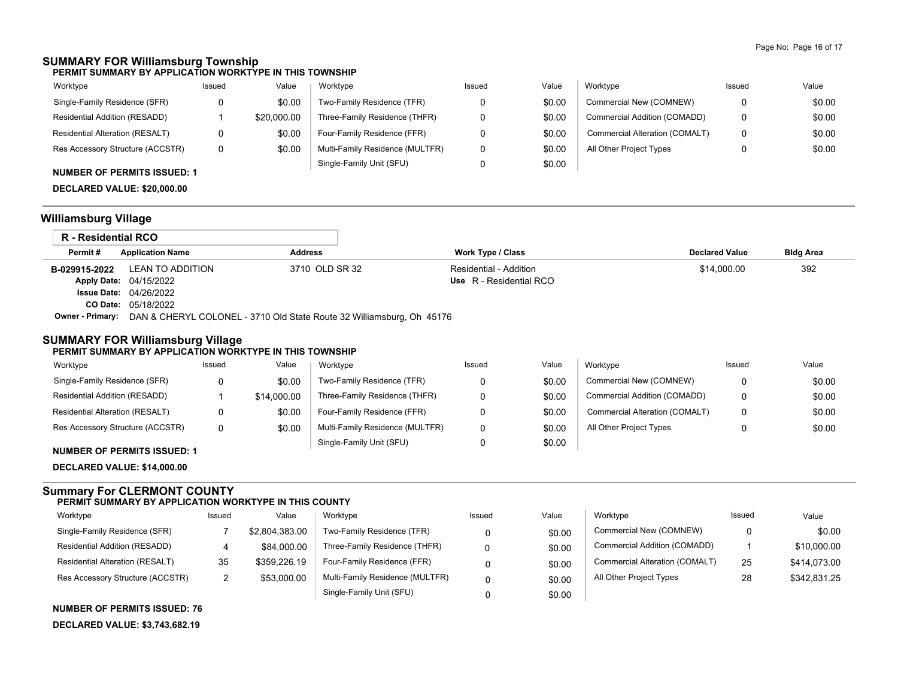## SUMMARY FOR Williamsburg Township

**PERMIT SUMMARY BY APPLICATION WORKTYPE IN THIS TOWNSHIP**

| Worktype | Issued | Value | Worktype | Issued | Value | Worktype | Issued | Value |
|---|---|---|---|---|---|---|---|---|
| Single-Family Residence (SFR) | 0 | $0.00 | Two-Family Residence (TFR) | 0 | $0.00 | Commercial New (COMNEW) | 0 | $0.00 |
| Residential Addition (RESADD) | 1 | $20,000.00 | Three-Family Residence (THFR) | 0 | $0.00 | Commercial Addition (COMADD) | 0 | $0.00 |
| Residential Alteration (RESALT) | 0 | $0.00 | Four-Family Residence (FFR) | 0 | $0.00 | Commercial Alteration (COMALT) | 0 | $0.00 |
| Res Accessory Structure (ACCSTR) | 0 | $0.00 | Multi-Family Residence (MULTFR) | 0 | $0.00 | All Other Project Types | 0 | $0.00 |
| | | | Single-Family Unit (SFU) | 0 | $0.00 | | | |

**NUMBER OF PERMITS ISSUED: 1**

**DECLARED VALUE: $20,000.00**

## Williamsburg Village

**R - Residential RCO**

| Permit # | Application Name | Address | Work Type / Class | Declared Value | Bldg Area |
|---|---|---|---|---|---|
| B-029915-2022 | LEAN TO ADDITION | 3710 OLD SR 32 | Residential - Addition<br>Use R - Residential RCO | $14,000.00 | 392 |

**Apply Date:** 04/15/2022
**Issue Date:** 04/26/2022
**CO Date:** 05/18/2022
**Owner - Primary:** DAN & CHERYL COLONEL - 3710 Old State Route 32 Williamsburg, Oh 45176

## SUMMARY FOR Williamsburg Village

**PERMIT SUMMARY BY APPLICATION WORKTYPE IN THIS TOWNSHIP**

| Worktype | Issued | Value | Worktype | Issued | Value | Worktype | Issued | Value |
|---|---|---|---|---|---|---|---|---|
| Single-Family Residence (SFR) | 0 | $0.00 | Two-Family Residence (TFR) | 0 | $0.00 | Commercial New (COMNEW) | 0 | $0.00 |
| Residential Addition (RESADD) | 1 | $14,000.00 | Three-Family Residence (THFR) | 0 | $0.00 | Commercial Addition (COMADD) | 0 | $0.00 |
| Residential Alteration (RESALT) | 0 | $0.00 | Four-Family Residence (FFR) | 0 | $0.00 | Commercial Alteration (COMALT) | 0 | $0.00 |
| Res Accessory Structure (ACCSTR) | 0 | $0.00 | Multi-Family Residence (MULTFR) | 0 | $0.00 | All Other Project Types | 0 | $0.00 |
| | | | Single-Family Unit (SFU) | 0 | $0.00 | | | |

**NUMBER OF PERMITS ISSUED: 1**

**DECLARED VALUE: $14,000.00**

## Summary For CLERMONT COUNTY

**PERMIT SUMMARY BY APPLICATION WORKTYPE IN THIS COUNTY**

| Worktype | Issued | Value | Worktype | Issued | Value | Worktype | Issued | Value |
|---|---|---|---|---|---|---|---|---|
| Single-Family Residence (SFR) | 7 | $2,804,383.00 | Two-Family Residence (TFR) | 0 | $0.00 | Commercial New (COMNEW) | 0 | $0.00 |
| Residential Addition (RESADD) | 4 | $84,000.00 | Three-Family Residence (THFR) | 0 | $0.00 | Commercial Addition (COMADD) | 1 | $10,000.00 |
| Residential Alteration (RESALT) | 35 | $359,226.19 | Four-Family Residence (FFR) | 0 | $0.00 | Commercial Alteration (COMALT) | 25 | $414,073.00 |
| Res Accessory Structure (ACCSTR) | 2 | $53,000.00 | Multi-Family Residence (MULTFR) | 0 | $0.00 | All Other Project Types | 28 | $342,831.25 |
| | | | Single-Family Unit (SFU) | 0 | $0.00 | | | |

**NUMBER OF PERMITS ISSUED: 76**

**DECLARED VALUE: $3,743,682.19**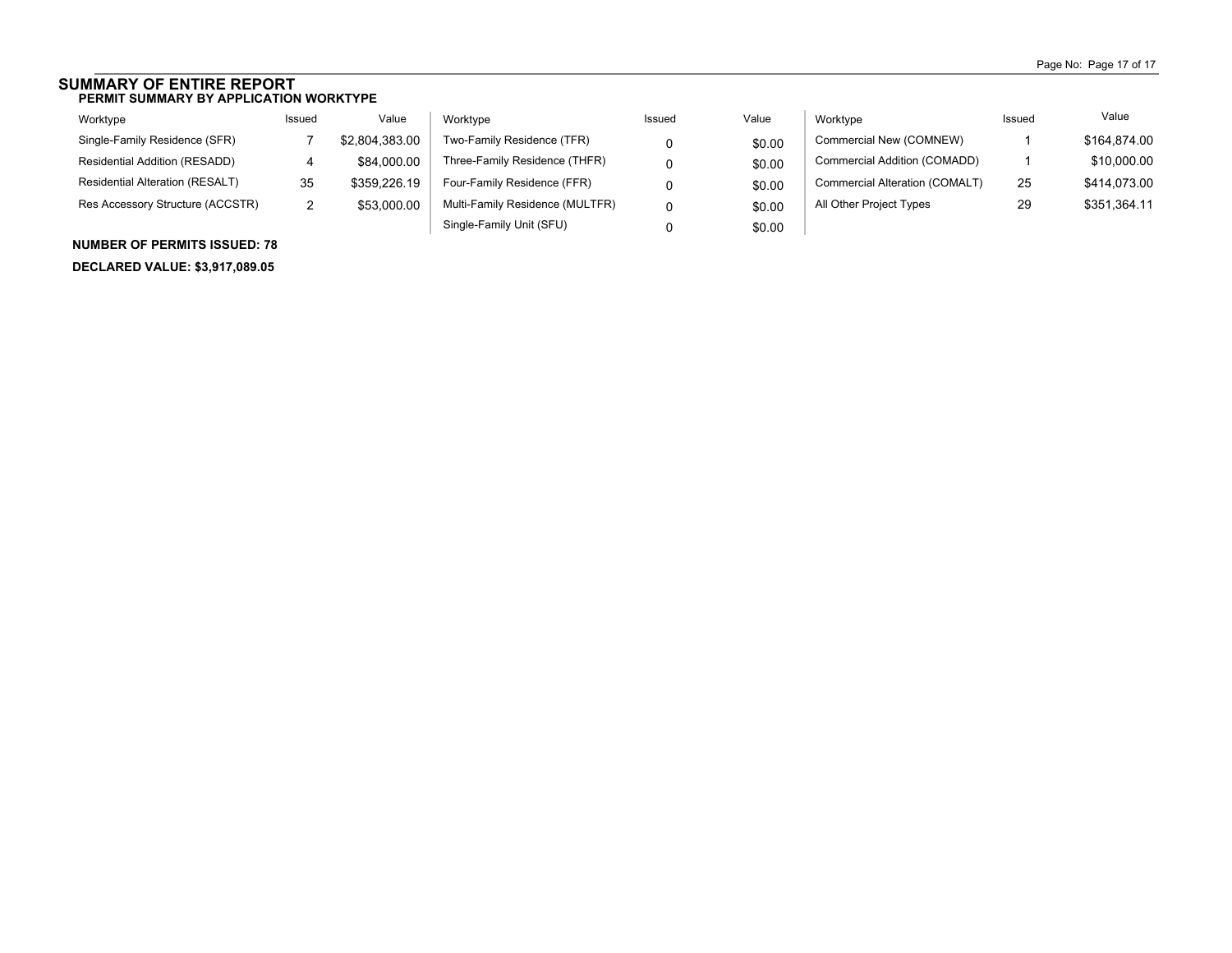# SUMMARY OF ENTIRE REPORT

## PERMIT SUMMARY BY APPLICATION WORKTYPE

| Worktype | Issued | Value | Worktype | Issued | Value | Worktype | Issued | Value |
|---|---|---|---|---|---|---|---|---|
| Single-Family Residence (SFR) | 7 | $2,804,383.00 | Two-Family Residence (TFR) | 0 | $0.00 | Commercial New (COMNEW) | 1 | $164,874.00 |
| Residential Addition (RESADD) | 4 | $84,000.00 | Three-Family Residence (THFR) | 0 | $0.00 | Commercial Addition (COMADD) | 1 | $10,000.00 |
| Residential Alteration (RESALT) | 35 | $359,226.19 | Four-Family Residence (FFR) | 0 | $0.00 | Commercial Alteration (COMALT) | 25 | $414,073.00 |
| Res Accessory Structure (ACCSTR) | 2 | $53,000.00 | Multi-Family Residence (MULTFR) | 0 | $0.00 | All Other Project Types | 29 | $351,364.11 |
| | | | Single-Family Unit (SFU) | 0 | $0.00 | | | |

**NUMBER OF PERMITS ISSUED: 78**

**DECLARED VALUE: $3,917,089.05**